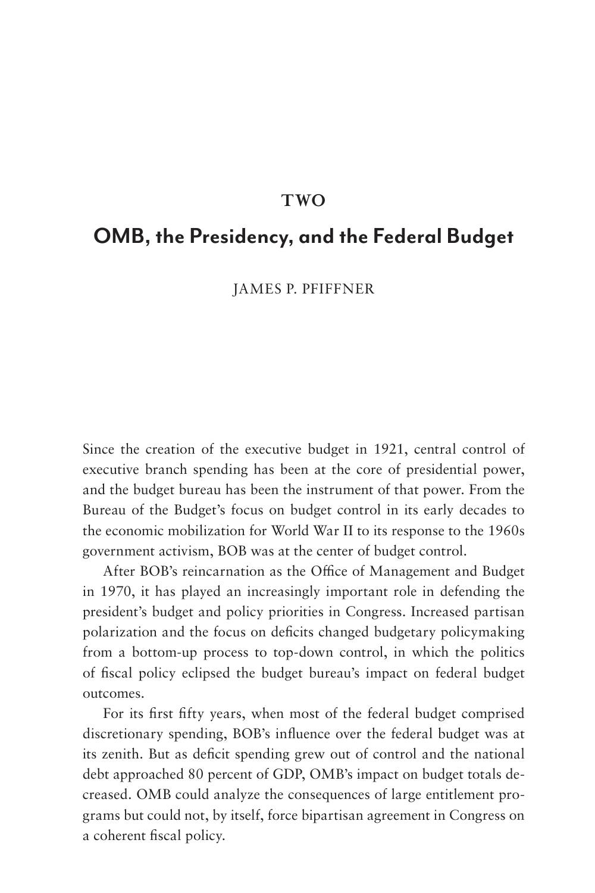**TWO**

# OMB, the Presidency, and the Federal Budget

JAMES P. PFIFFNER

Since the creation of the executive budget in 1921, central control of executive branch spending has been at the core of presidential power, and the budget bureau has been the instrument of that power. From the Bureau of the Budget's focus on budget control in its early decades to the economic mobilization for World War II to its response to the 1960s government activism, BOB was at the center of budget control.

After BOB's reincarnation as the Office of Management and Budget in 1970, it has played an increasingly important role in defending the president's budget and policy priorities in Congress. Increased partisan polarization and the focus on deficits changed budgetary policymaking from a bottom-up process to top-down control, in which the politics of fiscal policy eclipsed the budget bureau's impact on federal budget outcomes.

For its first fifty years, when most of the federal budget comprised discretionary spending, BOB's influence over the federal budget was at its zenith. But as deficit spending grew out of control and the national debt approached 80 percent of GDP, OMB's impact on budget totals decreased. OMB could analyze the consequences of large entitlement programs but could not, by itself, force bipartisan agreement in Congress on a coherent fiscal policy.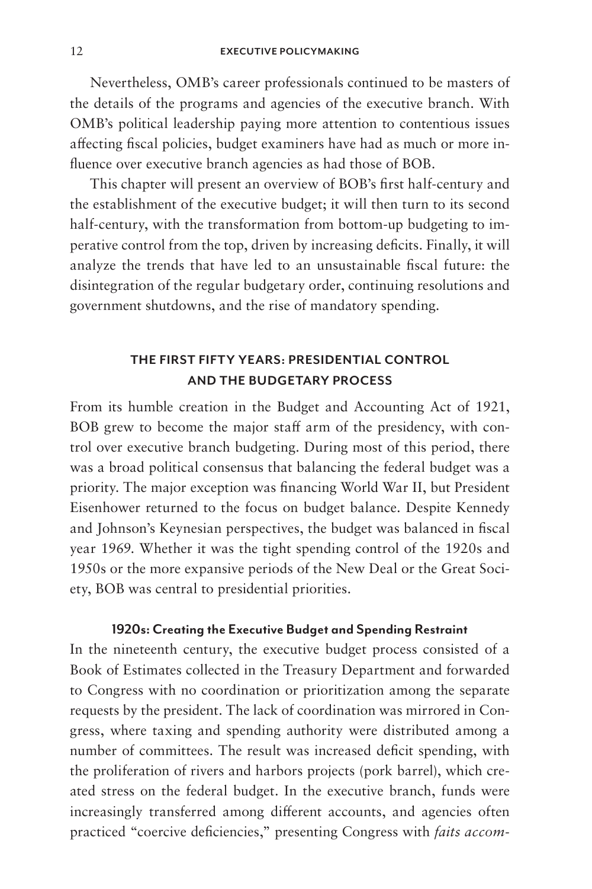Nevertheless, OMB's career professionals continued to be masters of the details of the programs and agencies of the executive branch. With OMB's political leadership paying more attention to contentious issues affecting fiscal policies, budget examiners have had as much or more influence over executive branch agencies as had those of BOB.

This chapter will present an overview of BOB's first half-century and the establishment of the executive budget; it will then turn to its second half-century, with the transformation from bottom-up budgeting to imperative control from the top, driven by increasing deficits. Finally, it will analyze the trends that have led to an unsustainable fiscal future: the disintegration of the regular budgetary order, continuing resolutions and government shutdowns, and the rise of mandatory spending.

## THE FIRST FIFTY YEARS: PRESIDENTIAL CONTROL AND THE BUDGETARY PROCESS

From its humble creation in the Budget and Accounting Act of 1921, BOB grew to become the major staff arm of the presidency, with control over executive branch budgeting. During most of this period, there was a broad political consensus that balancing the federal budget was a priority. The major exception was financing World War II, but President Eisenhower returned to the focus on budget balance. Despite Kennedy and Johnson's Keynesian perspectives, the budget was balanced in fiscal year 1969. Whether it was the tight spending control of the 1920s and 1950s or the more expansive periods of the New Deal or the Great Society, BOB was central to presidential priorities.

### 1920s: Creating the Executive Budget and Spending Restraint

In the nineteenth century, the executive budget process consisted of a Book of Estimates collected in the Treasury Department and forwarded to Congress with no coordination or prioritization among the separate requests by the president. The lack of coordination was mirrored in Congress, where taxing and spending authority were distributed among a number of committees. The result was increased deficit spending, with the proliferation of rivers and harbors projects (pork barrel), which created stress on the federal budget. In the executive branch, funds were increasingly transferred among different accounts, and agencies often practiced "coercive deficiencies," presenting Congress with *faits accom-*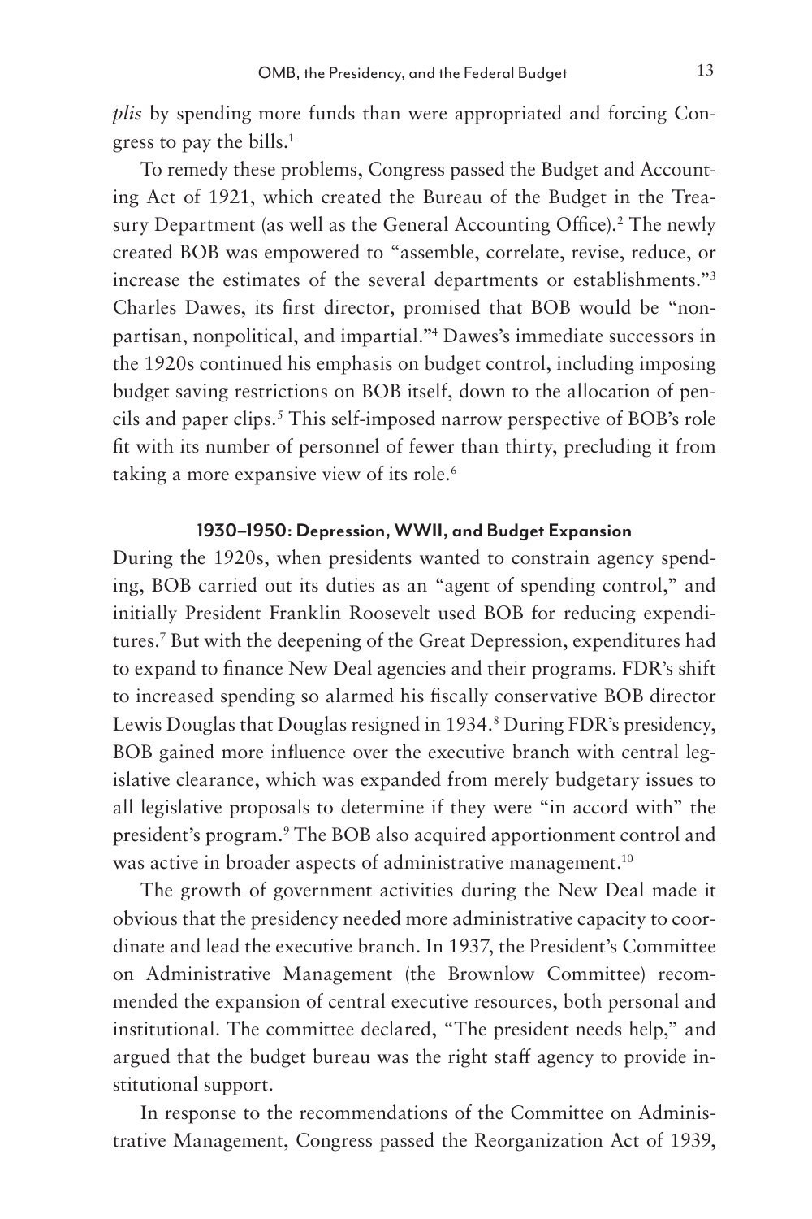*plis* by spending more funds than were appropriated and forcing Congress to pay the bills.[1]

To remedy these problems, Congress passed the Budget and Accounting Act of 1921, which created the Bureau of the Budget in the Treasury Department (as well as the General Accounting Office).[2] The newly created BOB was empowered to "assemble, correlate, revise, reduce, or increase the estimates of the several departments or establishments."[3] Charles Dawes, its first director, promised that BOB would be "nonpartisan, nonpolitical, and impartial."[4] Dawes's immediate successors in the 1920s continued his emphasis on budget control, including imposing budget saving restrictions on BOB itself, down to the allocation of pencils and paper clips.[5] This self-imposed narrow perspective of BOB's role fit with its number of personnel of fewer than thirty, precluding it from taking a more expansive view of its role.[6]

### 1930–1950: Depression, WWII, and Budget Expansion

During the 1920s, when presidents wanted to constrain agency spending, BOB carried out its duties as an "agent of spending control," and initially President Franklin Roosevelt used BOB for reducing expenditures.[7] But with the deepening of the Great Depression, expenditures had to expand to finance New Deal agencies and their programs. FDR's shift to increased spending so alarmed his fiscally conservative BOB director Lewis Douglas that Douglas resigned in 1934.[8] During FDR's presidency, BOB gained more influence over the executive branch with central legislative clearance, which was expanded from merely budgetary issues to all legislative proposals to determine if they were "in accord with" the president's program.[9] The BOB also acquired apportionment control and was active in broader aspects of administrative management.[10]

The growth of government activities during the New Deal made it obvious that the presidency needed more administrative capacity to coordinate and lead the executive branch. In 1937, the President's Committee on Administrative Management (the Brownlow Committee) recommended the expansion of central executive resources, both personal and institutional. The committee declared, "The president needs help," and argued that the budget bureau was the right staff agency to provide institutional support.

In response to the recommendations of the Committee on Administrative Management, Congress passed the Reorganization Act of 1939,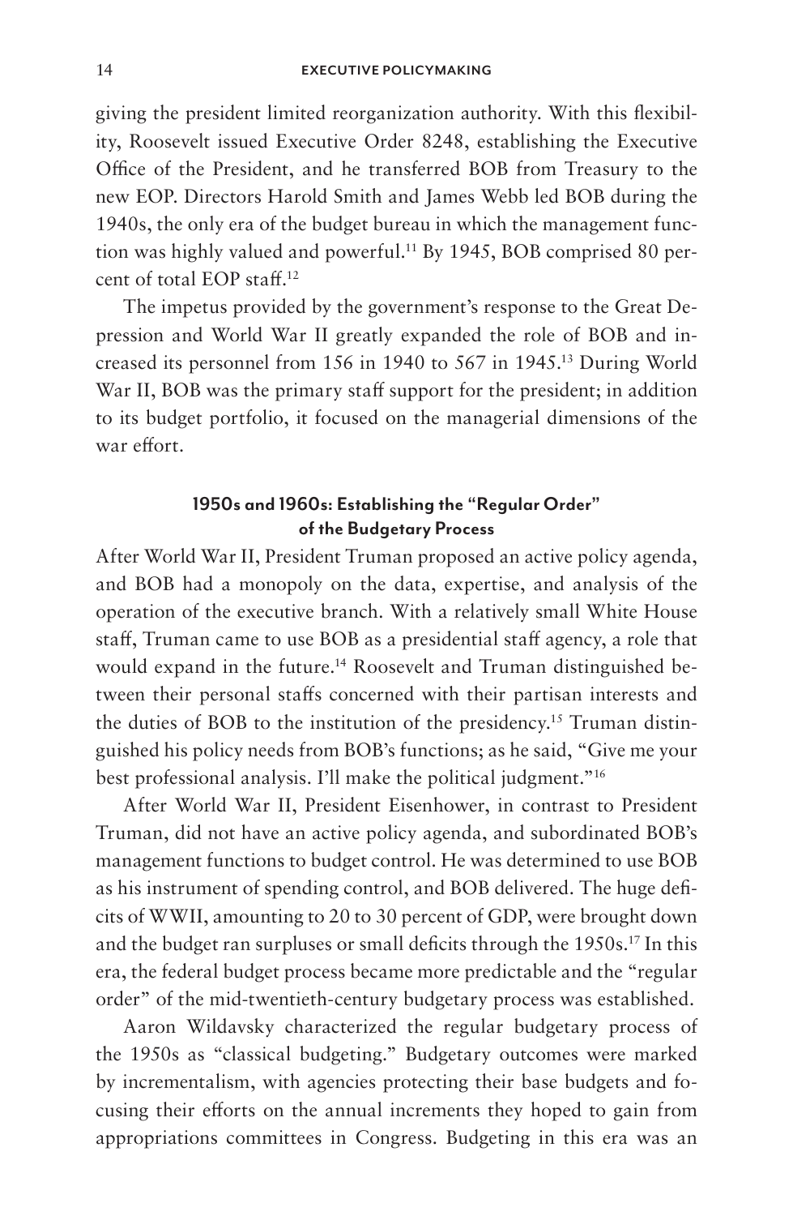giving the president limited reorganization authority. With this flexibility, Roosevelt issued Executive Order 8248, establishing the Executive Office of the President, and he transferred BOB from Treasury to the new EOP. Directors Harold Smith and James Webb led BOB during the 1940s, the only era of the budget bureau in which the management function was highly valued and powerful.[11] By 1945, BOB comprised 80 percent of total EOP staff.[12]

The impetus provided by the government's response to the Great Depression and World War II greatly expanded the role of BOB and increased its personnel from 156 in 1940 to 567 in 1945.[13] During World War II, BOB was the primary staff support for the president; in addition to its budget portfolio, it focused on the managerial dimensions of the war effort.

## 1950s and 1960s: Establishing the "Regular Order" of the Budgetary Process

After World War II, President Truman proposed an active policy agenda, and BOB had a monopoly on the data, expertise, and analysis of the operation of the executive branch. With a relatively small White House staff, Truman came to use BOB as a presidential staff agency, a role that would expand in the future.[14] Roosevelt and Truman distinguished between their personal staffs concerned with their partisan interests and the duties of BOB to the institution of the presidency.[15] Truman distinguished his policy needs from BOB's functions; as he said, "Give me your best professional analysis. I'll make the political judgment."[16]

After World War II, President Eisenhower, in contrast to President Truman, did not have an active policy agenda, and subordinated BOB's management functions to budget control. He was determined to use BOB as his instrument of spending control, and BOB delivered. The huge deficits of WWII, amounting to 20 to 30 percent of GDP, were brought down and the budget ran surpluses or small deficits through the 1950s.[17] In this era, the federal budget process became more predictable and the "regular order" of the mid-twentieth-century budgetary process was established.

Aaron Wildavsky characterized the regular budgetary process of the 1950s as "classical budgeting." Budgetary outcomes were marked by incrementalism, with agencies protecting their base budgets and focusing their efforts on the annual increments they hoped to gain from appropriations committees in Congress. Budgeting in this era was an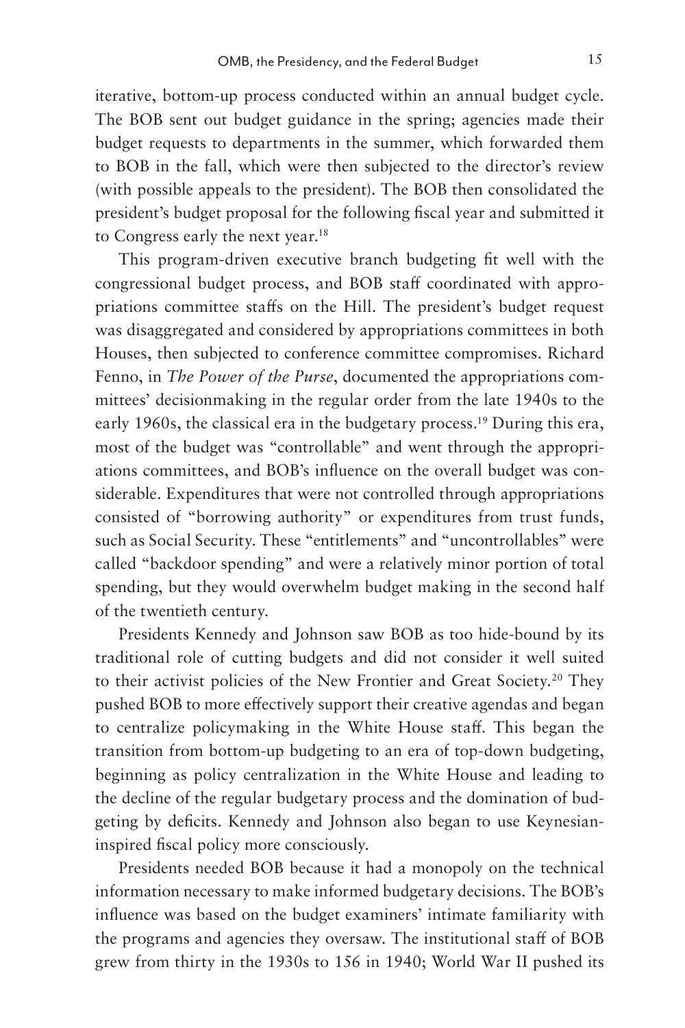iterative, bottom-up process conducted within an annual budget cycle. The BOB sent out budget guidance in the spring; agencies made their budget requests to departments in the summer, which forwarded them to BOB in the fall, which were then subjected to the director's review (with possible appeals to the president). The BOB then consolidated the president's budget proposal for the following fiscal year and submitted it to Congress early the next year.[18]

This program-driven executive branch budgeting fit well with the congressional budget process, and BOB staff coordinated with appropriations committee staffs on the Hill. The president's budget request was disaggregated and considered by appropriations committees in both Houses, then subjected to conference committee compromises. Richard Fenno, in *The Power of the Purse*, documented the appropriations committees' decisionmaking in the regular order from the late 1940s to the early 1960s, the classical era in the budgetary process.[19] During this era, most of the budget was "controllable" and went through the appropriations committees, and BOB's influence on the overall budget was considerable. Expenditures that were not controlled through appropriations consisted of "borrowing authority" or expenditures from trust funds, such as Social Security. These "entitlements" and "uncontrollables" were called "backdoor spending" and were a relatively minor portion of total spending, but they would overwhelm budget making in the second half of the twentieth century.

Presidents Kennedy and Johnson saw BOB as too hide-bound by its traditional role of cutting budgets and did not consider it well suited to their activist policies of the New Frontier and Great Society.[20] They pushed BOB to more effectively support their creative agendas and began to centralize policymaking in the White House staff. This began the transition from bottom-up budgeting to an era of top-down budgeting, beginning as policy centralization in the White House and leading to the decline of the regular budgetary process and the domination of budgeting by deficits. Kennedy and Johnson also began to use Keynesian-inspired fiscal policy more consciously.

Presidents needed BOB because it had a monopoly on the technical information necessary to make informed budgetary decisions. The BOB's influence was based on the budget examiners' intimate familiarity with the programs and agencies they oversaw. The institutional staff of BOB grew from thirty in the 1930s to 156 in 1940; World War II pushed its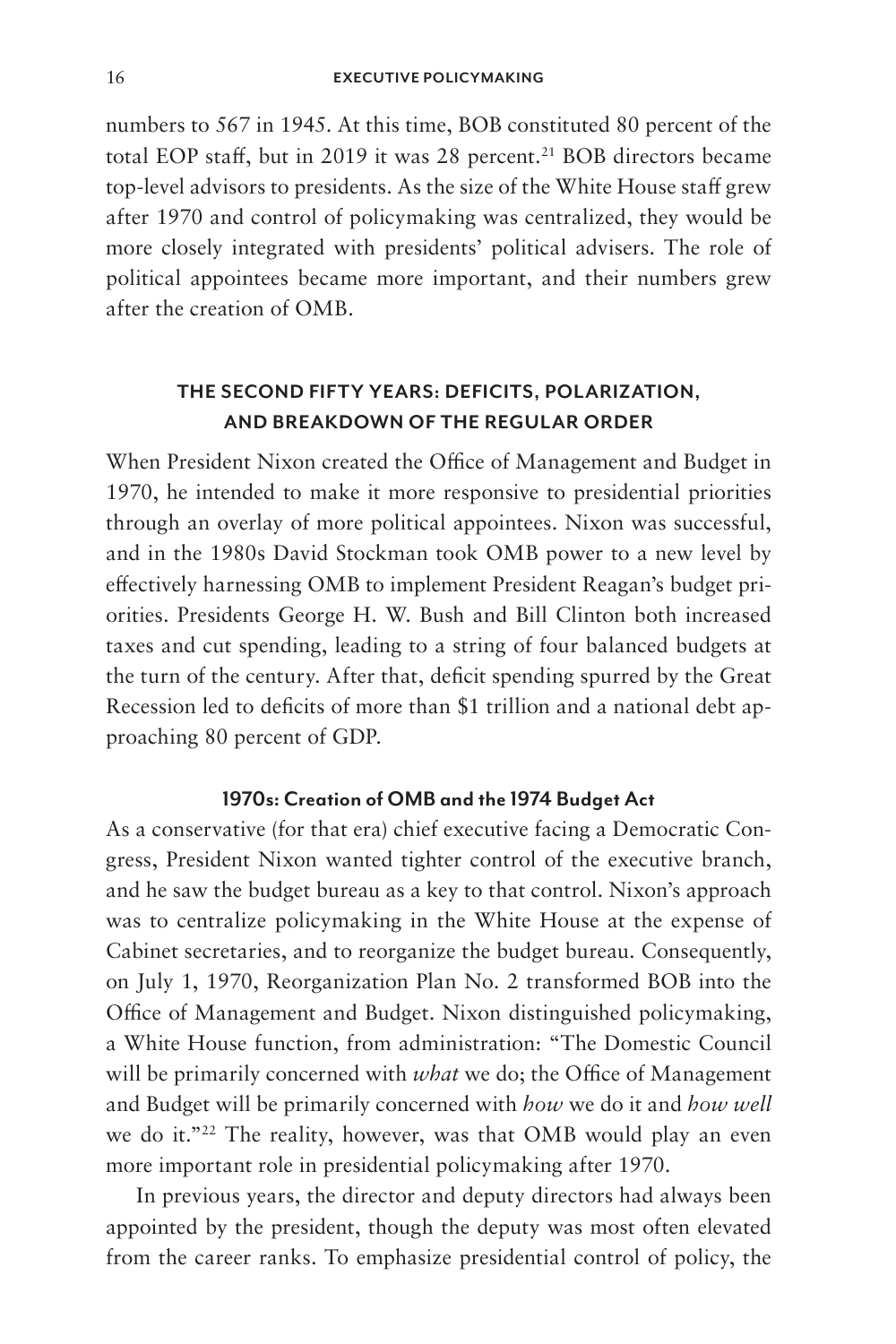numbers to 567 in 1945. At this time, BOB constituted 80 percent of the total EOP staff, but in 2019 it was 28 percent.[21] BOB directors became top-level advisors to presidents. As the size of the White House staff grew after 1970 and control of policymaking was centralized, they would be more closely integrated with presidents' political advisers. The role of political appointees became more important, and their numbers grew after the creation of OMB.

## THE SECOND FIFTY YEARS: DEFICITS, POLARIZATION, AND BREAKDOWN OF THE REGULAR ORDER

When President Nixon created the Office of Management and Budget in 1970, he intended to make it more responsive to presidential priorities through an overlay of more political appointees. Nixon was successful, and in the 1980s David Stockman took OMB power to a new level by effectively harnessing OMB to implement President Reagan's budget priorities. Presidents George H. W. Bush and Bill Clinton both increased taxes and cut spending, leading to a string of four balanced budgets at the turn of the century. After that, deficit spending spurred by the Great Recession led to deficits of more than $1 trillion and a national debt approaching 80 percent of GDP.

### 1970s: Creation of OMB and the 1974 Budget Act

As a conservative (for that era) chief executive facing a Democratic Congress, President Nixon wanted tighter control of the executive branch, and he saw the budget bureau as a key to that control. Nixon's approach was to centralize policymaking in the White House at the expense of Cabinet secretaries, and to reorganize the budget bureau. Consequently, on July 1, 1970, Reorganization Plan No. 2 transformed BOB into the Office of Management and Budget. Nixon distinguished policymaking, a White House function, from administration: "The Domestic Council will be primarily concerned with *what* we do; the Office of Management and Budget will be primarily concerned with *how* we do it and *how well* we do it."[22] The reality, however, was that OMB would play an even more important role in presidential policymaking after 1970.

In previous years, the director and deputy directors had always been appointed by the president, though the deputy was most often elevated from the career ranks. To emphasize presidential control of policy, the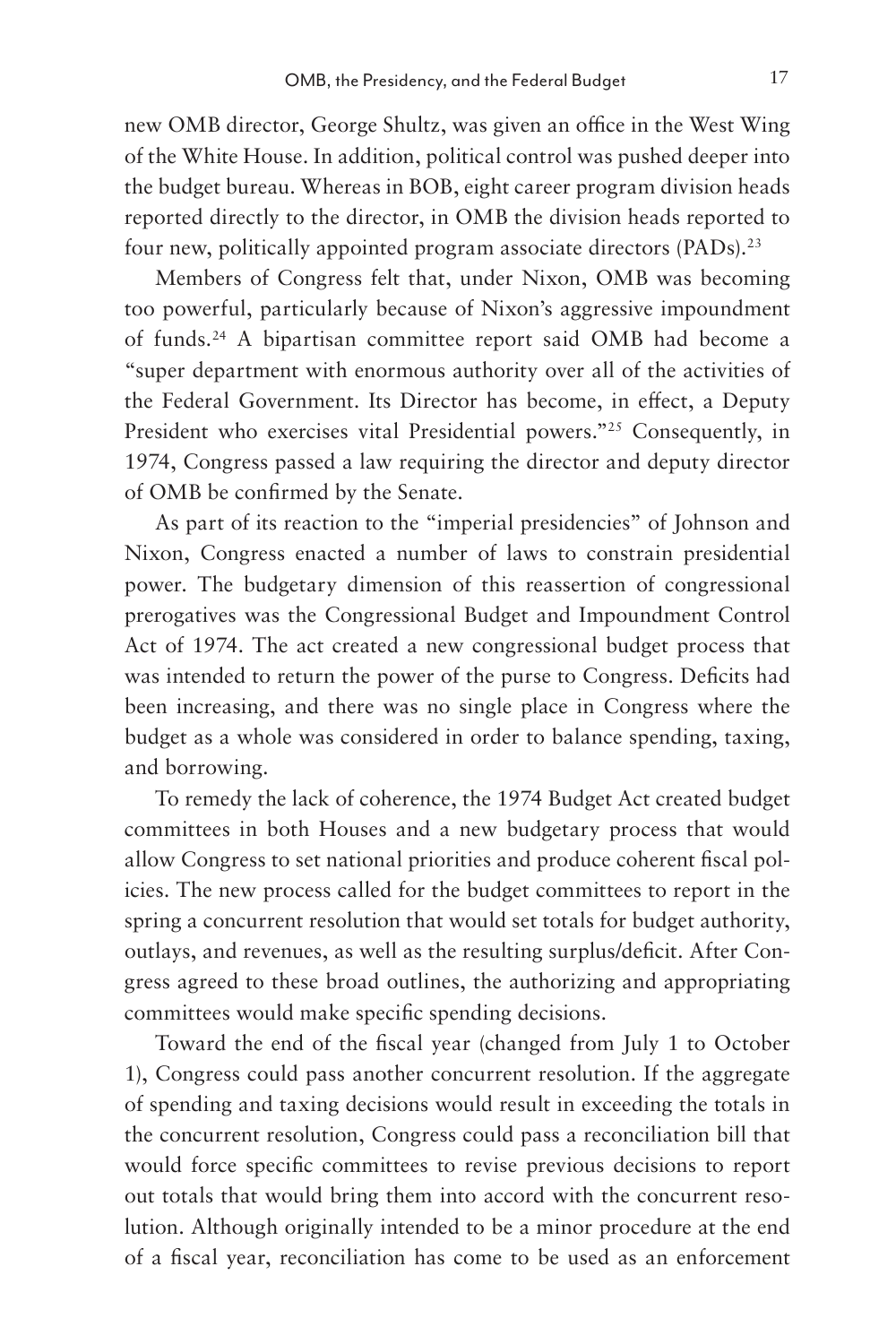new OMB director, George Shultz, was given an office in the West Wing of the White House. In addition, political control was pushed deeper into the budget bureau. Whereas in BOB, eight career program division heads reported directly to the director, in OMB the division heads reported to four new, politically appointed program associate directors (PADs).[23]

Members of Congress felt that, under Nixon, OMB was becoming too powerful, particularly because of Nixon's aggressive impoundment of funds.[24] A bipartisan committee report said OMB had become a "super department with enormous authority over all of the activities of the Federal Government. Its Director has become, in effect, a Deputy President who exercises vital Presidential powers."[25] Consequently, in 1974, Congress passed a law requiring the director and deputy director of OMB be confirmed by the Senate.

As part of its reaction to the "imperial presidencies" of Johnson and Nixon, Congress enacted a number of laws to constrain presidential power. The budgetary dimension of this reassertion of congressional prerogatives was the Congressional Budget and Impoundment Control Act of 1974. The act created a new congressional budget process that was intended to return the power of the purse to Congress. Deficits had been increasing, and there was no single place in Congress where the budget as a whole was considered in order to balance spending, taxing, and borrowing.

To remedy the lack of coherence, the 1974 Budget Act created budget committees in both Houses and a new budgetary process that would allow Congress to set national priorities and produce coherent fiscal policies. The new process called for the budget committees to report in the spring a concurrent resolution that would set totals for budget authority, outlays, and revenues, as well as the resulting surplus/deficit. After Congress agreed to these broad outlines, the authorizing and appropriating committees would make specific spending decisions.

Toward the end of the fiscal year (changed from July 1 to October 1), Congress could pass another concurrent resolution. If the aggregate of spending and taxing decisions would result in exceeding the totals in the concurrent resolution, Congress could pass a reconciliation bill that would force specific committees to revise previous decisions to report out totals that would bring them into accord with the concurrent resolution. Although originally intended to be a minor procedure at the end of a fiscal year, reconciliation has come to be used as an enforcement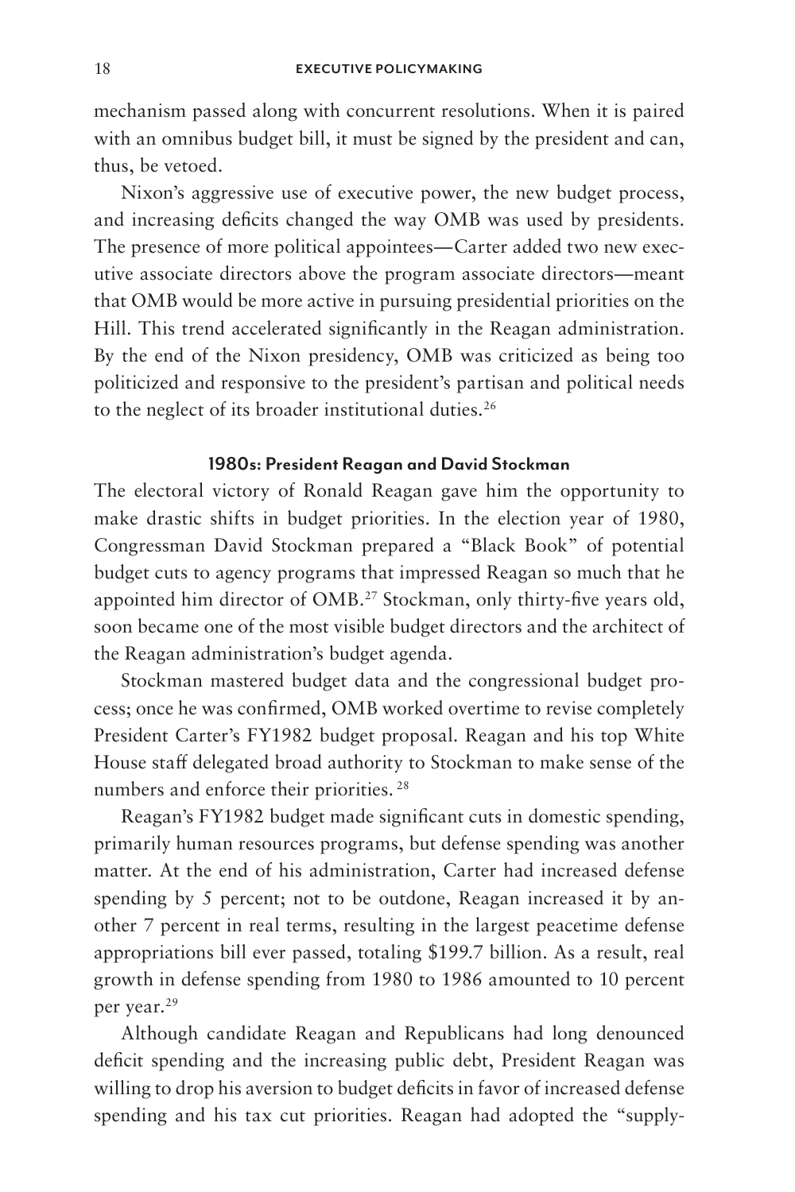mechanism passed along with concurrent resolutions. When it is paired with an omnibus budget bill, it must be signed by the president and can, thus, be vetoed.

Nixon's aggressive use of executive power, the new budget process, and increasing deficits changed the way OMB was used by presidents. The presence of more political appointees—Carter added two new executive associate directors above the program associate directors—meant that OMB would be more active in pursuing presidential priorities on the Hill. This trend accelerated significantly in the Reagan administration. By the end of the Nixon presidency, OMB was criticized as being too politicized and responsive to the president's partisan and political needs to the neglect of its broader institutional duties.[26]

### 1980s: President Reagan and David Stockman

The electoral victory of Ronald Reagan gave him the opportunity to make drastic shifts in budget priorities. In the election year of 1980, Congressman David Stockman prepared a "Black Book" of potential budget cuts to agency programs that impressed Reagan so much that he appointed him director of OMB.[27] Stockman, only thirty-five years old, soon became one of the most visible budget directors and the architect of the Reagan administration's budget agenda.

Stockman mastered budget data and the congressional budget process; once he was confirmed, OMB worked overtime to revise completely President Carter's FY1982 budget proposal. Reagan and his top White House staff delegated broad authority to Stockman to make sense of the numbers and enforce their priorities.[28]

Reagan's FY1982 budget made significant cuts in domestic spending, primarily human resources programs, but defense spending was another matter. At the end of his administration, Carter had increased defense spending by 5 percent; not to be outdone, Reagan increased it by another 7 percent in real terms, resulting in the largest peacetime defense appropriations bill ever passed, totaling $199.7 billion. As a result, real growth in defense spending from 1980 to 1986 amounted to 10 percent per year.[29]

Although candidate Reagan and Republicans had long denounced deficit spending and the increasing public debt, President Reagan was willing to drop his aversion to budget deficits in favor of increased defense spending and his tax cut priorities. Reagan had adopted the "supply-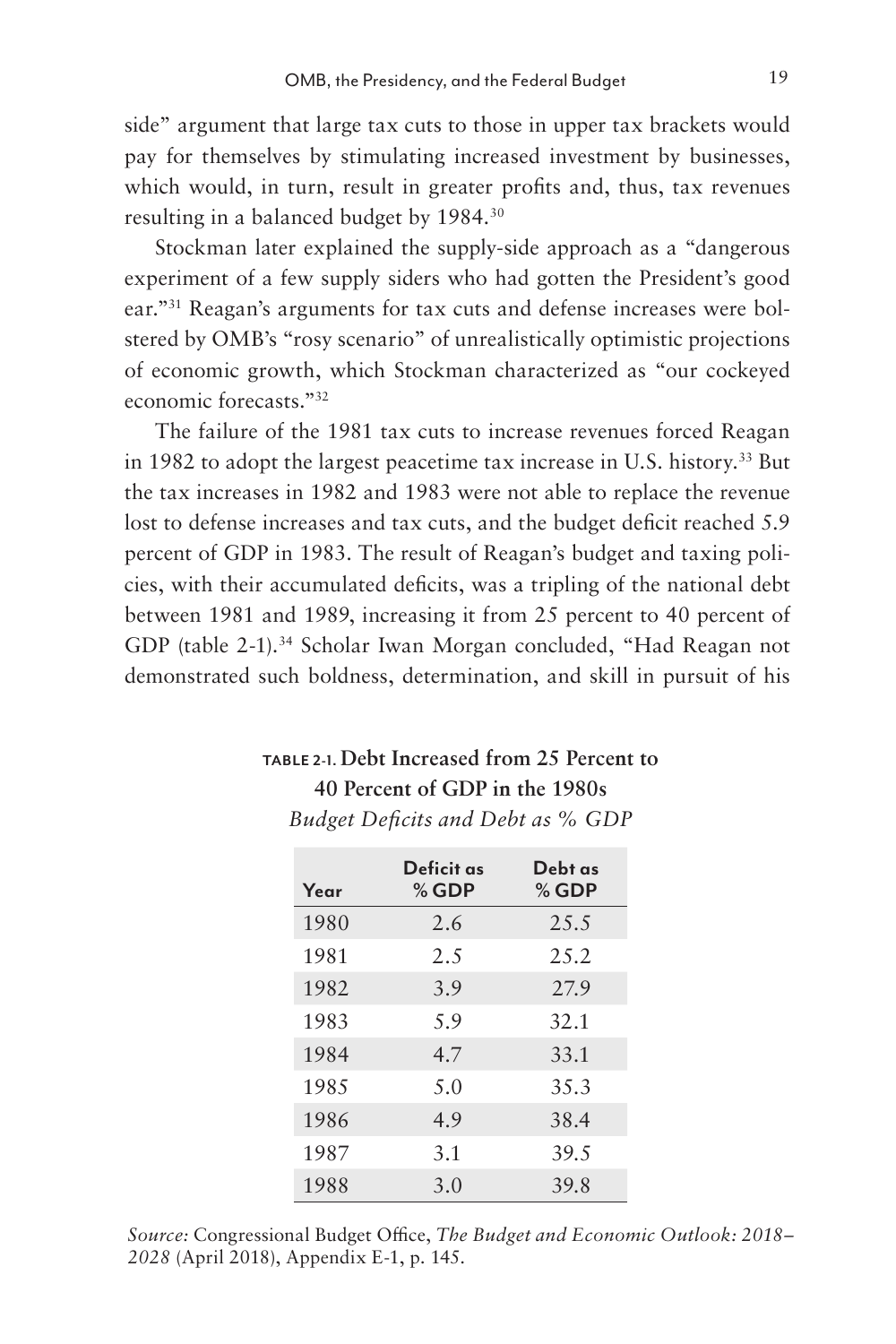side" argument that large tax cuts to those in upper tax brackets would pay for themselves by stimulating increased investment by businesses, which would, in turn, result in greater profits and, thus, tax revenues resulting in a balanced budget by 1984.[30]

Stockman later explained the supply-side approach as a "dangerous experiment of a few supply siders who had gotten the President's good ear."[31] Reagan's arguments for tax cuts and defense increases were bolstered by OMB's "rosy scenario" of unrealistically optimistic projections of economic growth, which Stockman characterized as "our cockeyed economic forecasts."[32]

The failure of the 1981 tax cuts to increase revenues forced Reagan in 1982 to adopt the largest peacetime tax increase in U.S. history.[33] But the tax increases in 1982 and 1983 were not able to replace the revenue lost to defense increases and tax cuts, and the budget deficit reached 5.9 percent of GDP in 1983. The result of Reagan's budget and taxing policies, with their accumulated deficits, was a tripling of the national debt between 1981 and 1989, increasing it from 25 percent to 40 percent of GDP (table 2-1).[34] Scholar Iwan Morgan concluded, "Had Reagan not demonstrated such boldness, determination, and skill in pursuit of his

**TABLE 2-1. Debt Increased from 25 Percent to 40 Percent of GDP in the 1980s**

*Budget Deficits and Debt as % GDP*

| Year | Deficit as % GDP | Debt as % GDP |
|---|---|---|
| 1980 | 2.6 | 25.5 |
| 1981 | 2.5 | 25.2 |
| 1982 | 3.9 | 27.9 |
| 1983 | 5.9 | 32.1 |
| 1984 | 4.7 | 33.1 |
| 1985 | 5.0 | 35.3 |
| 1986 | 4.9 | 38.4 |
| 1987 | 3.1 | 39.5 |
| 1988 | 3.0 | 39.8 |

*Source:* Congressional Budget Office, *The Budget and Economic Outlook: 2018–2028* (April 2018), Appendix E-1, p. 145.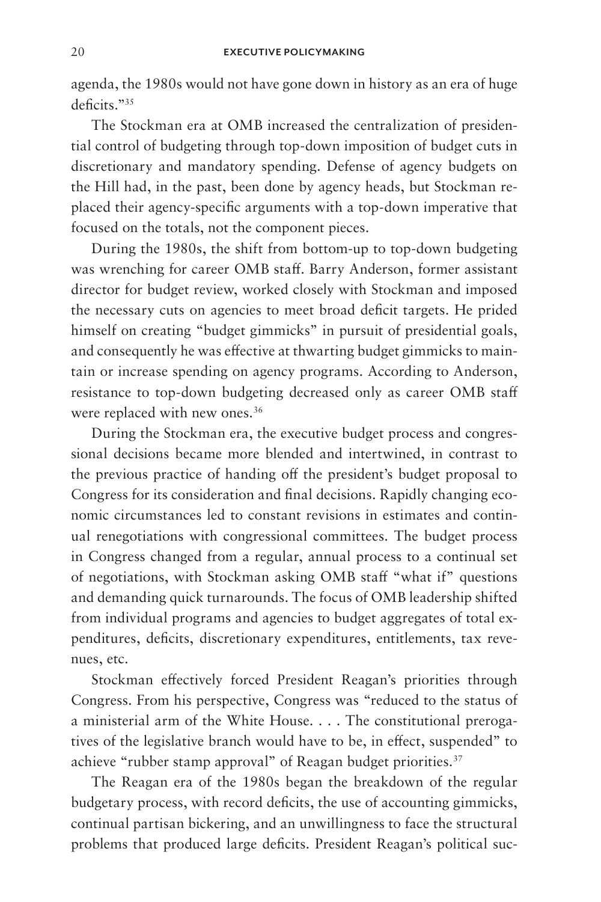agenda, the 1980s would not have gone down in history as an era of huge deficits."[35]

The Stockman era at OMB increased the centralization of presidential control of budgeting through top-down imposition of budget cuts in discretionary and mandatory spending. Defense of agency budgets on the Hill had, in the past, been done by agency heads, but Stockman replaced their agency-specific arguments with a top-down imperative that focused on the totals, not the component pieces.

During the 1980s, the shift from bottom-up to top-down budgeting was wrenching for career OMB staff. Barry Anderson, former assistant director for budget review, worked closely with Stockman and imposed the necessary cuts on agencies to meet broad deficit targets. He prided himself on creating "budget gimmicks" in pursuit of presidential goals, and consequently he was effective at thwarting budget gimmicks to maintain or increase spending on agency programs. According to Anderson, resistance to top-down budgeting decreased only as career OMB staff were replaced with new ones.[36]

During the Stockman era, the executive budget process and congressional decisions became more blended and intertwined, in contrast to the previous practice of handing off the president's budget proposal to Congress for its consideration and final decisions. Rapidly changing economic circumstances led to constant revisions in estimates and continual renegotiations with congressional committees. The budget process in Congress changed from a regular, annual process to a continual set of negotiations, with Stockman asking OMB staff "what if" questions and demanding quick turnarounds. The focus of OMB leadership shifted from individual programs and agencies to budget aggregates of total expenditures, deficits, discretionary expenditures, entitlements, tax revenues, etc.

Stockman effectively forced President Reagan's priorities through Congress. From his perspective, Congress was "reduced to the status of a ministerial arm of the White House. . . . The constitutional prerogatives of the legislative branch would have to be, in effect, suspended" to achieve "rubber stamp approval" of Reagan budget priorities.[37]

The Reagan era of the 1980s began the breakdown of the regular budgetary process, with record deficits, the use of accounting gimmicks, continual partisan bickering, and an unwillingness to face the structural problems that produced large deficits. President Reagan's political suc-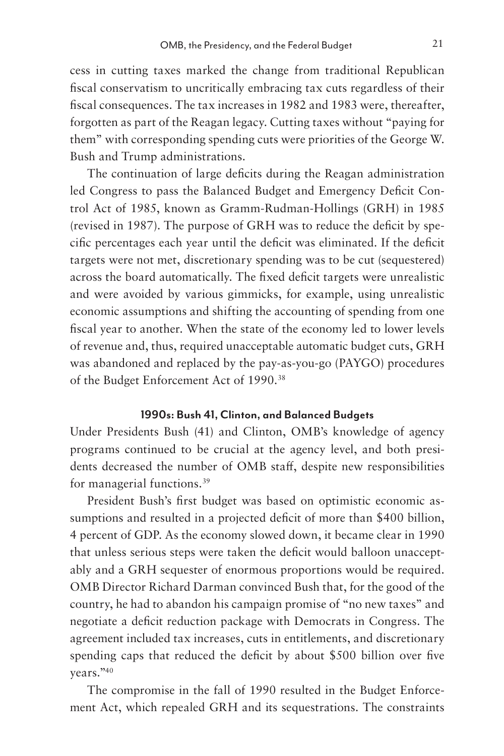cess in cutting taxes marked the change from traditional Republican fiscal conservatism to uncritically embracing tax cuts regardless of their fiscal consequences. The tax increases in 1982 and 1983 were, thereafter, forgotten as part of the Reagan legacy. Cutting taxes without "paying for them" with corresponding spending cuts were priorities of the George W. Bush and Trump administrations.

The continuation of large deficits during the Reagan administration led Congress to pass the Balanced Budget and Emergency Deficit Control Act of 1985, known as Gramm-Rudman-Hollings (GRH) in 1985 (revised in 1987). The purpose of GRH was to reduce the deficit by specific percentages each year until the deficit was eliminated. If the deficit targets were not met, discretionary spending was to be cut (sequestered) across the board automatically. The fixed deficit targets were unrealistic and were avoided by various gimmicks, for example, using unrealistic economic assumptions and shifting the accounting of spending from one fiscal year to another. When the state of the economy led to lower levels of revenue and, thus, required unacceptable automatic budget cuts, GRH was abandoned and replaced by the pay-as-you-go (PAYGO) procedures of the Budget Enforcement Act of 1990.[38]

### 1990s: Bush 41, Clinton, and Balanced Budgets

Under Presidents Bush (41) and Clinton, OMB's knowledge of agency programs continued to be crucial at the agency level, and both presidents decreased the number of OMB staff, despite new responsibilities for managerial functions.[39]

President Bush's first budget was based on optimistic economic assumptions and resulted in a projected deficit of more than $400 billion, 4 percent of GDP. As the economy slowed down, it became clear in 1990 that unless serious steps were taken the deficit would balloon unacceptably and a GRH sequester of enormous proportions would be required. OMB Director Richard Darman convinced Bush that, for the good of the country, he had to abandon his campaign promise of "no new taxes" and negotiate a deficit reduction package with Democrats in Congress. The agreement included tax increases, cuts in entitlements, and discretionary spending caps that reduced the deficit by about $500 billion over five years."[40]

The compromise in the fall of 1990 resulted in the Budget Enforcement Act, which repealed GRH and its sequestrations. The constraints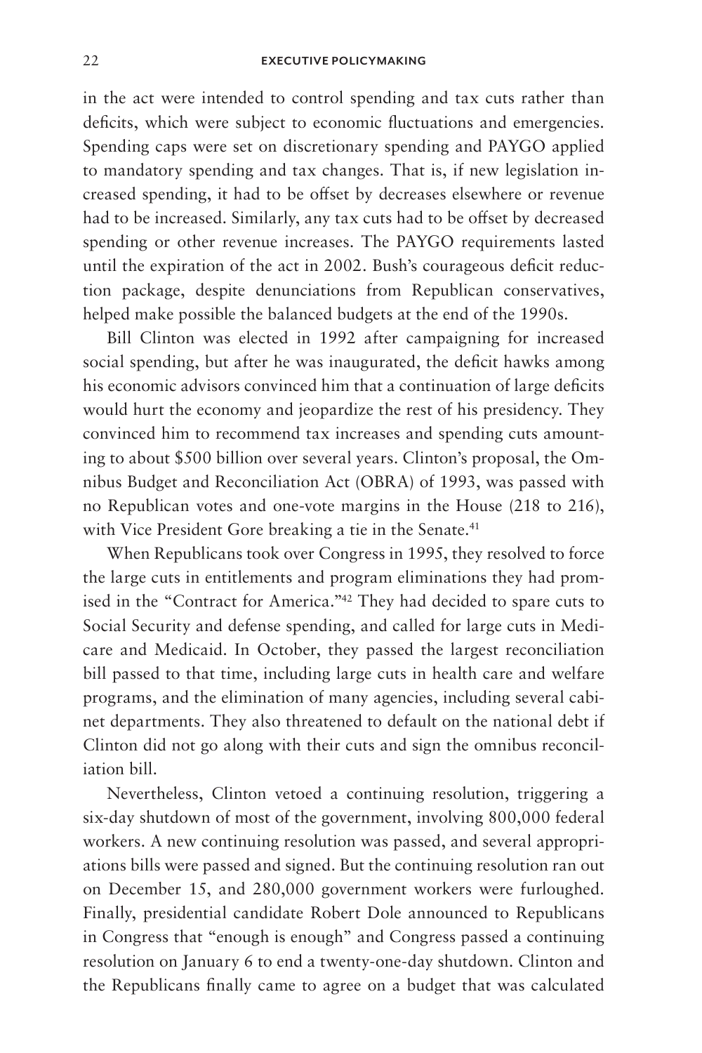in the act were intended to control spending and tax cuts rather than deficits, which were subject to economic fluctuations and emergencies. Spending caps were set on discretionary spending and PAYGO applied to mandatory spending and tax changes. That is, if new legislation increased spending, it had to be offset by decreases elsewhere or revenue had to be increased. Similarly, any tax cuts had to be offset by decreased spending or other revenue increases. The PAYGO requirements lasted until the expiration of the act in 2002. Bush's courageous deficit reduction package, despite denunciations from Republican conservatives, helped make possible the balanced budgets at the end of the 1990s.

Bill Clinton was elected in 1992 after campaigning for increased social spending, but after he was inaugurated, the deficit hawks among his economic advisors convinced him that a continuation of large deficits would hurt the economy and jeopardize the rest of his presidency. They convinced him to recommend tax increases and spending cuts amounting to about $500 billion over several years. Clinton's proposal, the Omnibus Budget and Reconciliation Act (OBRA) of 1993, was passed with no Republican votes and one-vote margins in the House (218 to 216), with Vice President Gore breaking a tie in the Senate.[41]

When Republicans took over Congress in 1995, they resolved to force the large cuts in entitlements and program eliminations they had promised in the "Contract for America."[42] They had decided to spare cuts to Social Security and defense spending, and called for large cuts in Medicare and Medicaid. In October, they passed the largest reconciliation bill passed to that time, including large cuts in health care and welfare programs, and the elimination of many agencies, including several cabinet departments. They also threatened to default on the national debt if Clinton did not go along with their cuts and sign the omnibus reconciliation bill.

Nevertheless, Clinton vetoed a continuing resolution, triggering a six-day shutdown of most of the government, involving 800,000 federal workers. A new continuing resolution was passed, and several appropriations bills were passed and signed. But the continuing resolution ran out on December 15, and 280,000 government workers were furloughed. Finally, presidential candidate Robert Dole announced to Republicans in Congress that "enough is enough" and Congress passed a continuing resolution on January 6 to end a twenty-one-day shutdown. Clinton and the Republicans finally came to agree on a budget that was calculated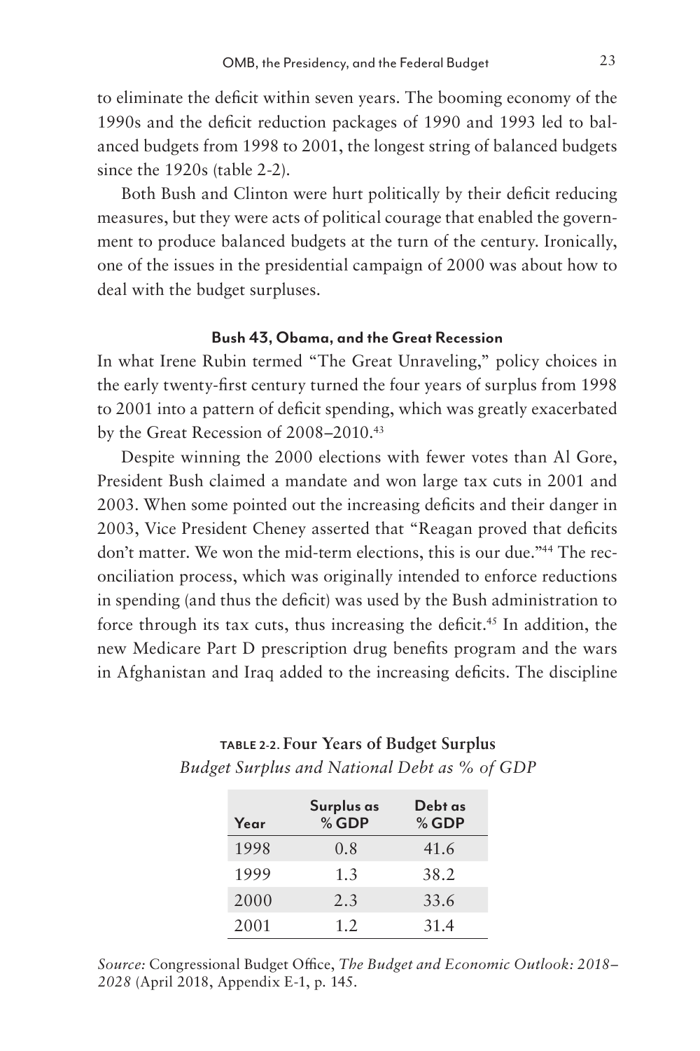to eliminate the deficit within seven years. The booming economy of the 1990s and the deficit reduction packages of 1990 and 1993 led to balanced budgets from 1998 to 2001, the longest string of balanced budgets since the 1920s (table 2-2).

Both Bush and Clinton were hurt politically by their deficit reducing measures, but they were acts of political courage that enabled the government to produce balanced budgets at the turn of the century. Ironically, one of the issues in the presidential campaign of 2000 was about how to deal with the budget surpluses.

### Bush 43, Obama, and the Great Recession

In what Irene Rubin termed "The Great Unraveling," policy choices in the early twenty-first century turned the four years of surplus from 1998 to 2001 into a pattern of deficit spending, which was greatly exacerbated by the Great Recession of 2008–2010.[43]

Despite winning the 2000 elections with fewer votes than Al Gore, President Bush claimed a mandate and won large tax cuts in 2001 and 2003. When some pointed out the increasing deficits and their danger in 2003, Vice President Cheney asserted that "Reagan proved that deficits don't matter. We won the mid-term elections, this is our due."[44] The reconciliation process, which was originally intended to enforce reductions in spending (and thus the deficit) was used by the Bush administration to force through its tax cuts, thus increasing the deficit.[45] In addition, the new Medicare Part D prescription drug benefits program and the wars in Afghanistan and Iraq added to the increasing deficits. The discipline

**TABLE 2-2. Four Years of Budget Surplus**
*Budget Surplus and National Debt as % of GDP*

| Year | Surplus as % GDP | Debt as % GDP |
|---|---|---|
| 1998 | 0.8 | 41.6 |
| 1999 | 1.3 | 38.2 |
| 2000 | 2.3 | 33.6 |
| 2001 | 1.2 | 31.4 |

*Source:* Congressional Budget Office, *The Budget and Economic Outlook: 2018–2028* (April 2018, Appendix E-1, p. 145.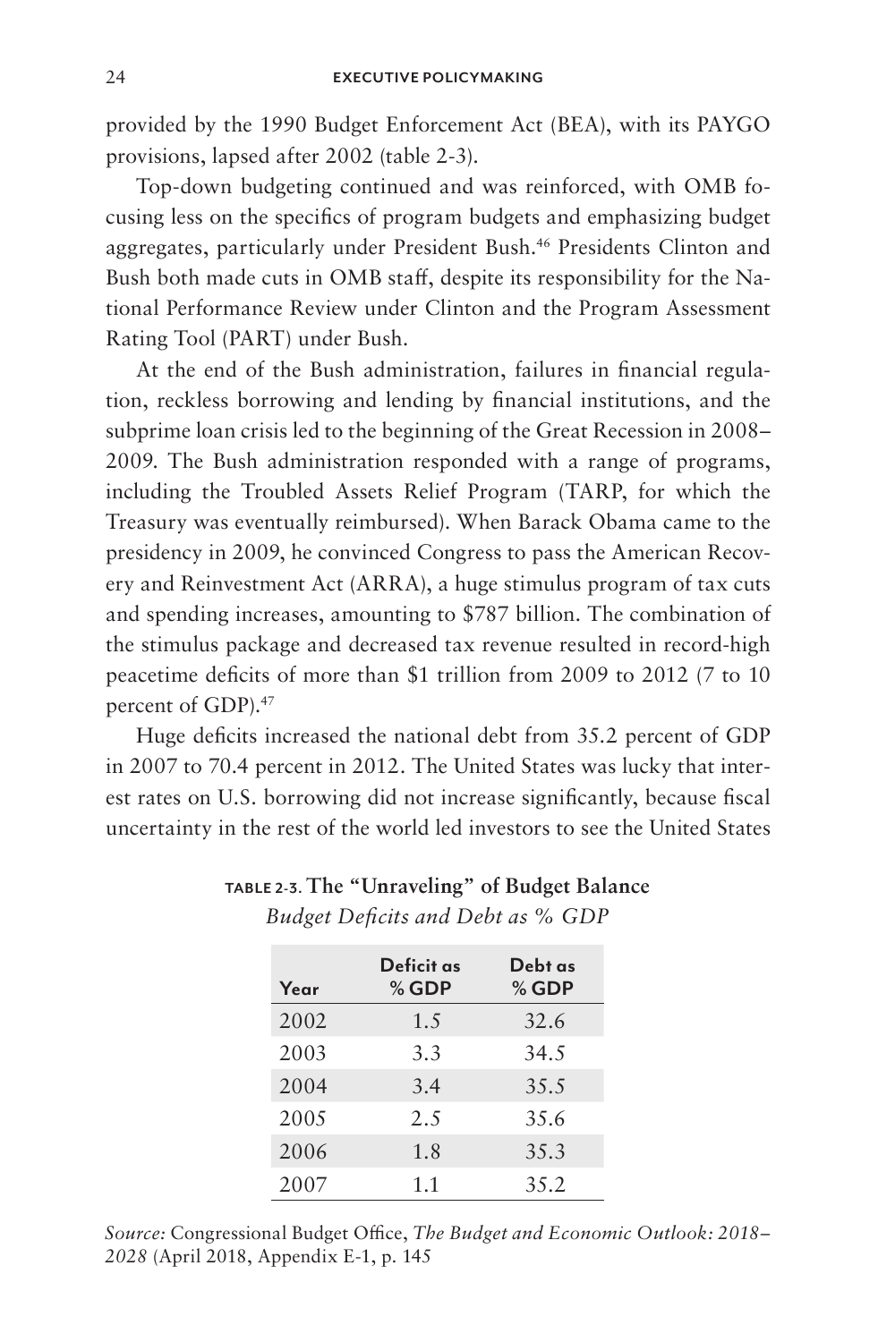provided by the 1990 Budget Enforcement Act (BEA), with its PAYGO provisions, lapsed after 2002 (table 2-3).

Top-down budgeting continued and was reinforced, with OMB focusing less on the specifics of program budgets and emphasizing budget aggregates, particularly under President Bush.[46] Presidents Clinton and Bush both made cuts in OMB staff, despite its responsibility for the National Performance Review under Clinton and the Program Assessment Rating Tool (PART) under Bush.

At the end of the Bush administration, failures in financial regulation, reckless borrowing and lending by financial institutions, and the subprime loan crisis led to the beginning of the Great Recession in 2008–2009. The Bush administration responded with a range of programs, including the Troubled Assets Relief Program (TARP, for which the Treasury was eventually reimbursed). When Barack Obama came to the presidency in 2009, he convinced Congress to pass the American Recovery and Reinvestment Act (ARRA), a huge stimulus program of tax cuts and spending increases, amounting to $787 billion. The combination of the stimulus package and decreased tax revenue resulted in record-high peacetime deficits of more than $1 trillion from 2009 to 2012 (7 to 10 percent of GDP).[47]

Huge deficits increased the national debt from 35.2 percent of GDP in 2007 to 70.4 percent in 2012. The United States was lucky that interest rates on U.S. borrowing did not increase significantly, because fiscal uncertainty in the rest of the world led investors to see the United States

**TABLE 2-3. The "Unraveling" of Budget Balance**
*Budget Deficits and Debt as % GDP*

| Year | Deficit as % GDP | Debt as % GDP |
|---|---|---|
| 2002 | 1.5 | 32.6 |
| 2003 | 3.3 | 34.5 |
| 2004 | 3.4 | 35.5 |
| 2005 | 2.5 | 35.6 |
| 2006 | 1.8 | 35.3 |
| 2007 | 1.1 | 35.2 |

*Source:* Congressional Budget Office, *The Budget and Economic Outlook: 2018–2028* (April 2018, Appendix E-1, p. 145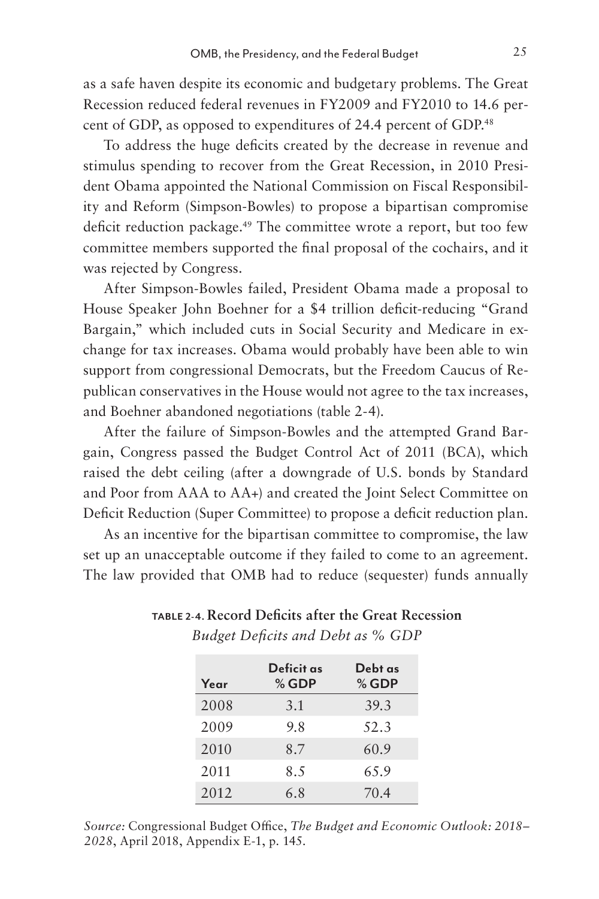as a safe haven despite its economic and budgetary problems. The Great Recession reduced federal revenues in FY2009 and FY2010 to 14.6 percent of GDP, as opposed to expenditures of 24.4 percent of GDP.[48]

To address the huge deficits created by the decrease in revenue and stimulus spending to recover from the Great Recession, in 2010 President Obama appointed the National Commission on Fiscal Responsibility and Reform (Simpson-Bowles) to propose a bipartisan compromise deficit reduction package.[49] The committee wrote a report, but too few committee members supported the final proposal of the cochairs, and it was rejected by Congress.

After Simpson-Bowles failed, President Obama made a proposal to House Speaker John Boehner for a $4 trillion deficit-reducing "Grand Bargain," which included cuts in Social Security and Medicare in exchange for tax increases. Obama would probably have been able to win support from congressional Democrats, but the Freedom Caucus of Republican conservatives in the House would not agree to the tax increases, and Boehner abandoned negotiations (table 2-4).

After the failure of Simpson-Bowles and the attempted Grand Bargain, Congress passed the Budget Control Act of 2011 (BCA), which raised the debt ceiling (after a downgrade of U.S. bonds by Standard and Poor from AAA to AA+) and created the Joint Select Committee on Deficit Reduction (Super Committee) to propose a deficit reduction plan.

As an incentive for the bipartisan committee to compromise, the law set up an unacceptable outcome if they failed to come to an agreement. The law provided that OMB had to reduce (sequester) funds annually

**TABLE 2-4. Record Deficits after the Great Recession**

*Budget Deficits and Debt as % GDP*

| Year | Deficit as % GDP | Debt as % GDP |
|---|---|---|
| 2008 | 3.1 | 39.3 |
| 2009 | 9.8 | 52.3 |
| 2010 | 8.7 | 60.9 |
| 2011 | 8.5 | 65.9 |
| 2012 | 6.8 | 70.4 |

*Source:* Congressional Budget Office, *The Budget and Economic Outlook: 2018–2028*, April 2018, Appendix E-1, p. 145.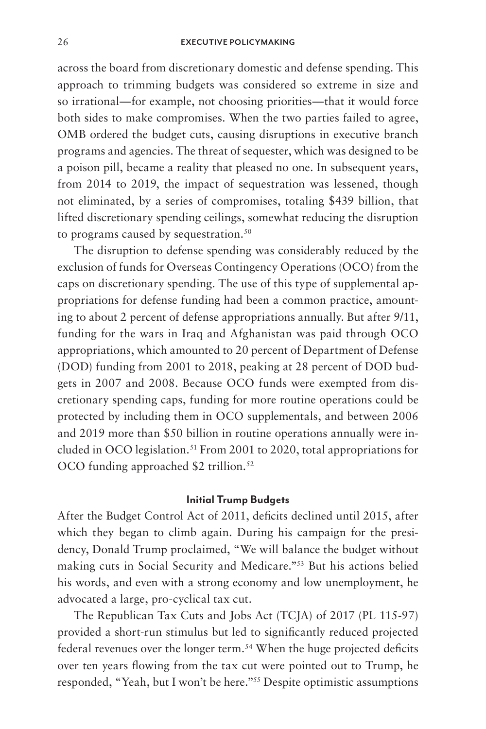across the board from discretionary domestic and defense spending. This approach to trimming budgets was considered so extreme in size and so irrational—for example, not choosing priorities—that it would force both sides to make compromises. When the two parties failed to agree, OMB ordered the budget cuts, causing disruptions in executive branch programs and agencies. The threat of sequester, which was designed to be a poison pill, became a reality that pleased no one. In subsequent years, from 2014 to 2019, the impact of sequestration was lessened, though not eliminated, by a series of compromises, totaling $439 billion, that lifted discretionary spending ceilings, somewhat reducing the disruption to programs caused by sequestration.[50]

The disruption to defense spending was considerably reduced by the exclusion of funds for Overseas Contingency Operations (OCO) from the caps on discretionary spending. The use of this type of supplemental appropriations for defense funding had been a common practice, amounting to about 2 percent of defense appropriations annually. But after 9/11, funding for the wars in Iraq and Afghanistan was paid through OCO appropriations, which amounted to 20 percent of Department of Defense (DOD) funding from 2001 to 2018, peaking at 28 percent of DOD budgets in 2007 and 2008. Because OCO funds were exempted from discretionary spending caps, funding for more routine operations could be protected by including them in OCO supplementals, and between 2006 and 2019 more than $50 billion in routine operations annually were included in OCO legislation.[51] From 2001 to 2020, total appropriations for OCO funding approached $2 trillion.[52]

### Initial Trump Budgets

After the Budget Control Act of 2011, deficits declined until 2015, after which they began to climb again. During his campaign for the presidency, Donald Trump proclaimed, "We will balance the budget without making cuts in Social Security and Medicare."[53] But his actions belied his words, and even with a strong economy and low unemployment, he advocated a large, pro-cyclical tax cut.

The Republican Tax Cuts and Jobs Act (TCJA) of 2017 (PL 115-97) provided a short-run stimulus but led to significantly reduced projected federal revenues over the longer term.[54] When the huge projected deficits over ten years flowing from the tax cut were pointed out to Trump, he responded, "Yeah, but I won't be here."[55] Despite optimistic assumptions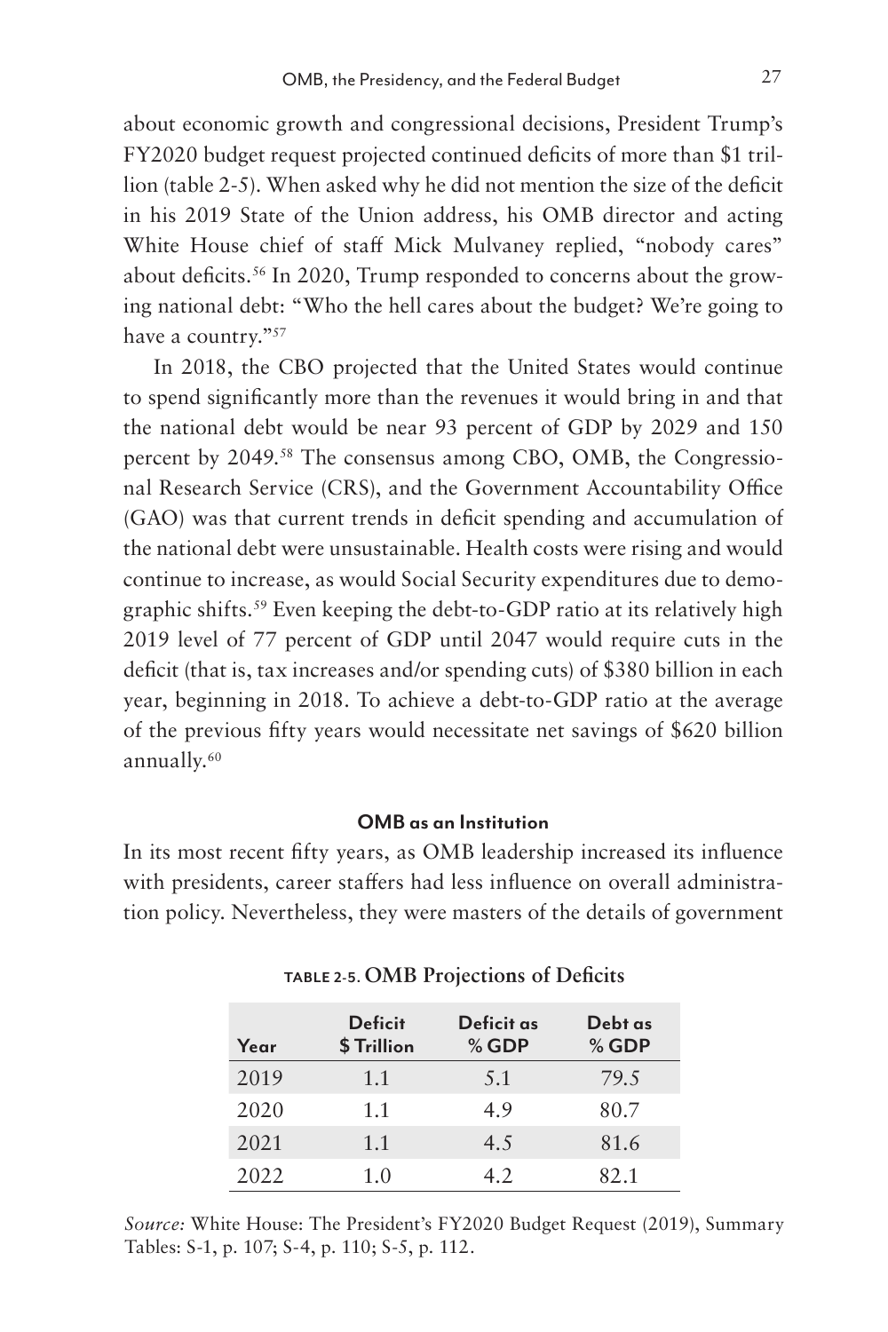about economic growth and congressional decisions, President Trump's FY2020 budget request projected continued deficits of more than $1 trillion (table 2-5). When asked why he did not mention the size of the deficit in his 2019 State of the Union address, his OMB director and acting White House chief of staff Mick Mulvaney replied, "nobody cares" about deficits.[56] In 2020, Trump responded to concerns about the growing national debt: "Who the hell cares about the budget? We're going to have a country."[57]

In 2018, the CBO projected that the United States would continue to spend significantly more than the revenues it would bring in and that the national debt would be near 93 percent of GDP by 2029 and 150 percent by 2049.[58] The consensus among CBO, OMB, the Congressional Research Service (CRS), and the Government Accountability Office (GAO) was that current trends in deficit spending and accumulation of the national debt were unsustainable. Health costs were rising and would continue to increase, as would Social Security expenditures due to demographic shifts.[59] Even keeping the debt-to-GDP ratio at its relatively high 2019 level of 77 percent of GDP until 2047 would require cuts in the deficit (that is, tax increases and/or spending cuts) of $380 billion in each year, beginning in 2018. To achieve a debt-to-GDP ratio at the average of the previous fifty years would necessitate net savings of $620 billion annually.[60]

### OMB as an Institution

In its most recent fifty years, as OMB leadership increased its influence with presidents, career staffers had less influence on overall administration policy. Nevertheless, they were masters of the details of government

**TABLE 2-5. OMB Projections of Deficits**

| Year | Deficit $ Trillion | Deficit as % GDP | Debt as % GDP |
|---|---|---|---|
| 2019 | 1.1 | 5.1 | 79.5 |
| 2020 | 1.1 | 4.9 | 80.7 |
| 2021 | 1.1 | 4.5 | 81.6 |
| 2022 | 1.0 | 4.2 | 82.1 |

*Source:* White House: The President's FY2020 Budget Request (2019), Summary Tables: S-1, p. 107; S-4, p. 110; S-5, p. 112.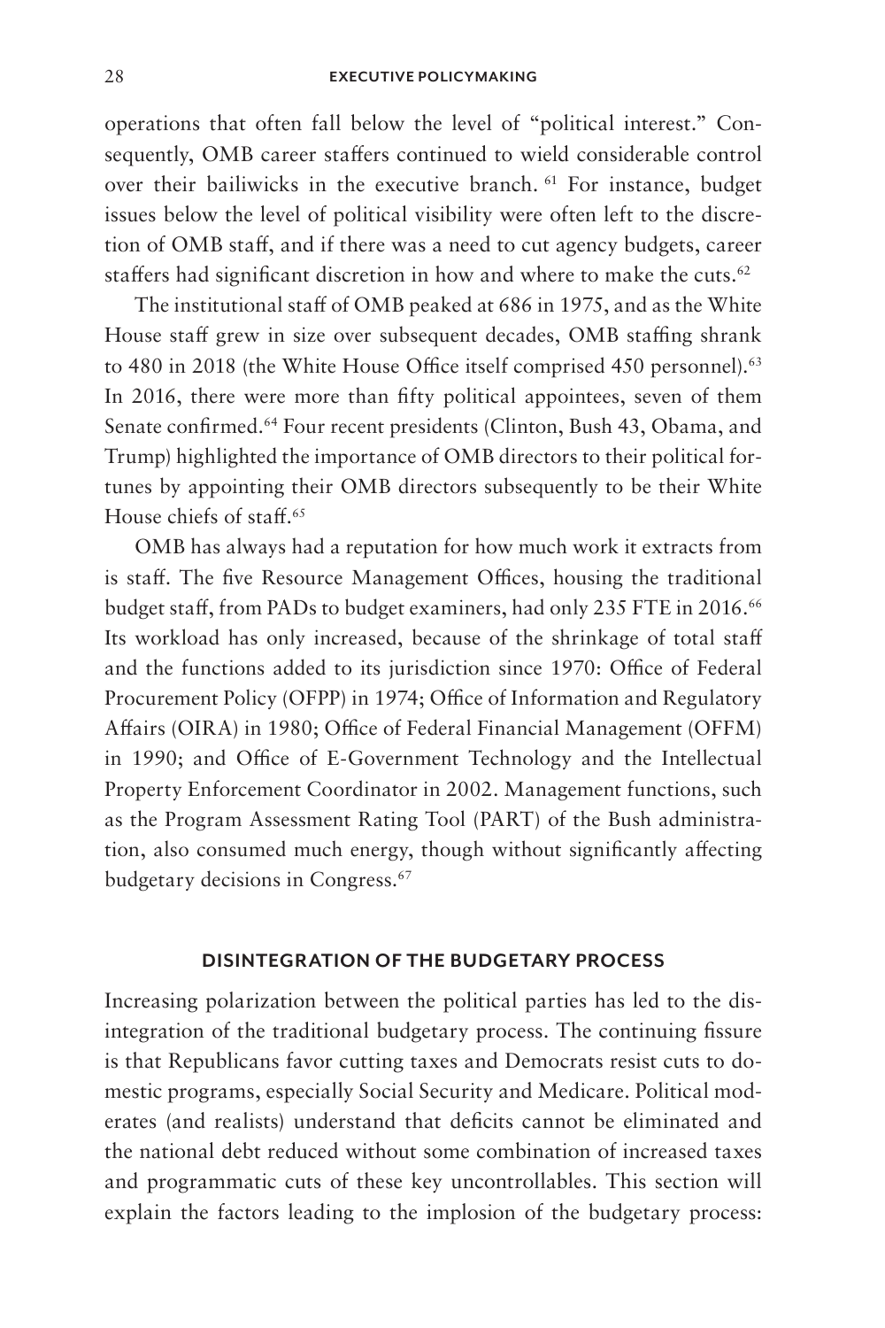operations that often fall below the level of "political interest." Consequently, OMB career staffers continued to wield considerable control over their bailiwicks in the executive branch. [61] For instance, budget issues below the level of political visibility were often left to the discretion of OMB staff, and if there was a need to cut agency budgets, career staffers had significant discretion in how and where to make the cuts.[62]

The institutional staff of OMB peaked at 686 in 1975, and as the White House staff grew in size over subsequent decades, OMB staffing shrank to 480 in 2018 (the White House Office itself comprised 450 personnel).[63] In 2016, there were more than fifty political appointees, seven of them Senate confirmed.[64] Four recent presidents (Clinton, Bush 43, Obama, and Trump) highlighted the importance of OMB directors to their political fortunes by appointing their OMB directors subsequently to be their White House chiefs of staff.[65]

OMB has always had a reputation for how much work it extracts from is staff. The five Resource Management Offices, housing the traditional budget staff, from PADs to budget examiners, had only 235 FTE in 2016.[66] Its workload has only increased, because of the shrinkage of total staff and the functions added to its jurisdiction since 1970: Office of Federal Procurement Policy (OFPP) in 1974; Office of Information and Regulatory Affairs (OIRA) in 1980; Office of Federal Financial Management (OFFM) in 1990; and Office of E-Government Technology and the Intellectual Property Enforcement Coordinator in 2002. Management functions, such as the Program Assessment Rating Tool (PART) of the Bush administration, also consumed much energy, though without significantly affecting budgetary decisions in Congress.[67]

## DISINTEGRATION OF THE BUDGETARY PROCESS

Increasing polarization between the political parties has led to the disintegration of the traditional budgetary process. The continuing fissure is that Republicans favor cutting taxes and Democrats resist cuts to domestic programs, especially Social Security and Medicare. Political moderates (and realists) understand that deficits cannot be eliminated and the national debt reduced without some combination of increased taxes and programmatic cuts of these key uncontrollables. This section will explain the factors leading to the implosion of the budgetary process: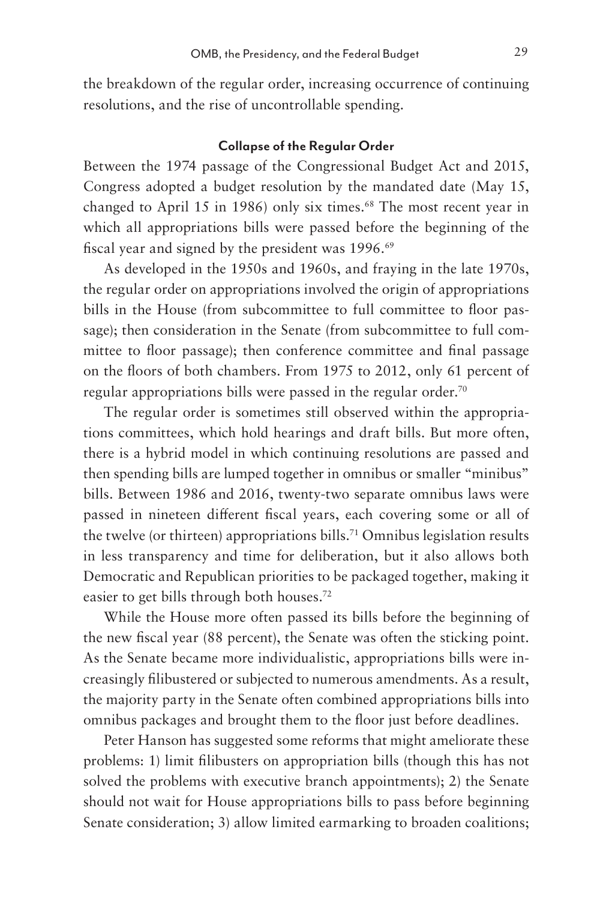the breakdown of the regular order, increasing occurrence of continuing resolutions, and the rise of uncontrollable spending.

### Collapse of the Regular Order

Between the 1974 passage of the Congressional Budget Act and 2015, Congress adopted a budget resolution by the mandated date (May 15, changed to April 15 in 1986) only six times.[68] The most recent year in which all appropriations bills were passed before the beginning of the fiscal year and signed by the president was 1996.[69]

As developed in the 1950s and 1960s, and fraying in the late 1970s, the regular order on appropriations involved the origin of appropriations bills in the House (from subcommittee to full committee to floor passage); then consideration in the Senate (from subcommittee to full committee to floor passage); then conference committee and final passage on the floors of both chambers. From 1975 to 2012, only 61 percent of regular appropriations bills were passed in the regular order.[70]

The regular order is sometimes still observed within the appropriations committees, which hold hearings and draft bills. But more often, there is a hybrid model in which continuing resolutions are passed and then spending bills are lumped together in omnibus or smaller "minibus" bills. Between 1986 and 2016, twenty-two separate omnibus laws were passed in nineteen different fiscal years, each covering some or all of the twelve (or thirteen) appropriations bills.[71] Omnibus legislation results in less transparency and time for deliberation, but it also allows both Democratic and Republican priorities to be packaged together, making it easier to get bills through both houses.[72]

While the House more often passed its bills before the beginning of the new fiscal year (88 percent), the Senate was often the sticking point. As the Senate became more individualistic, appropriations bills were increasingly filibustered or subjected to numerous amendments. As a result, the majority party in the Senate often combined appropriations bills into omnibus packages and brought them to the floor just before deadlines.

Peter Hanson has suggested some reforms that might ameliorate these problems: 1) limit filibusters on appropriation bills (though this has not solved the problems with executive branch appointments); 2) the Senate should not wait for House appropriations bills to pass before beginning Senate consideration; 3) allow limited earmarking to broaden coalitions;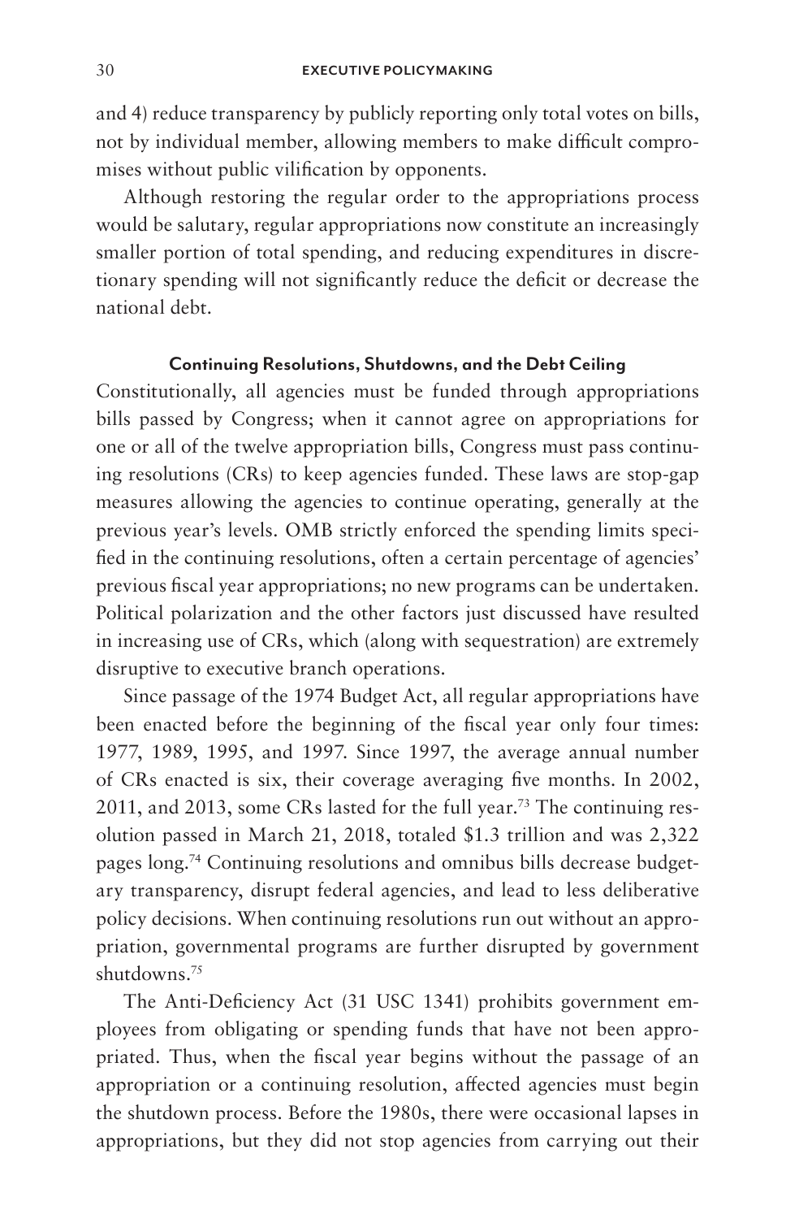and 4) reduce transparency by publicly reporting only total votes on bills, not by individual member, allowing members to make difficult compromises without public vilification by opponents.

Although restoring the regular order to the appropriations process would be salutary, regular appropriations now constitute an increasingly smaller portion of total spending, and reducing expenditures in discretionary spending will not significantly reduce the deficit or decrease the national debt.

### Continuing Resolutions, Shutdowns, and the Debt Ceiling

Constitutionally, all agencies must be funded through appropriations bills passed by Congress; when it cannot agree on appropriations for one or all of the twelve appropriation bills, Congress must pass continuing resolutions (CRs) to keep agencies funded. These laws are stop-gap measures allowing the agencies to continue operating, generally at the previous year's levels. OMB strictly enforced the spending limits specified in the continuing resolutions, often a certain percentage of agencies' previous fiscal year appropriations; no new programs can be undertaken. Political polarization and the other factors just discussed have resulted in increasing use of CRs, which (along with sequestration) are extremely disruptive to executive branch operations.

Since passage of the 1974 Budget Act, all regular appropriations have been enacted before the beginning of the fiscal year only four times: 1977, 1989, 1995, and 1997. Since 1997, the average annual number of CRs enacted is six, their coverage averaging five months. In 2002, 2011, and 2013, some CRs lasted for the full year.[73] The continuing resolution passed in March 21, 2018, totaled \$1.3 trillion and was 2,322 pages long.[74] Continuing resolutions and omnibus bills decrease budgetary transparency, disrupt federal agencies, and lead to less deliberative policy decisions. When continuing resolutions run out without an appropriation, governmental programs are further disrupted by government shutdowns.[75]

The Anti-Deficiency Act (31 USC 1341) prohibits government employees from obligating or spending funds that have not been appropriated. Thus, when the fiscal year begins without the passage of an appropriation or a continuing resolution, affected agencies must begin the shutdown process. Before the 1980s, there were occasional lapses in appropriations, but they did not stop agencies from carrying out their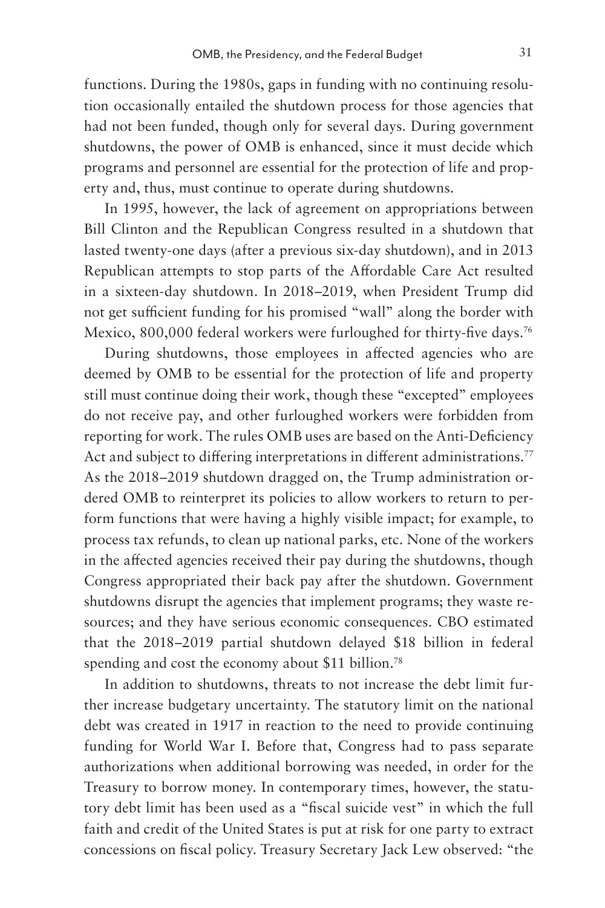functions. During the 1980s, gaps in funding with no continuing resolution occasionally entailed the shutdown process for those agencies that had not been funded, though only for several days. During government shutdowns, the power of OMB is enhanced, since it must decide which programs and personnel are essential for the protection of life and property and, thus, must continue to operate during shutdowns.

In 1995, however, the lack of agreement on appropriations between Bill Clinton and the Republican Congress resulted in a shutdown that lasted twenty-one days (after a previous six-day shutdown), and in 2013 Republican attempts to stop parts of the Affordable Care Act resulted in a sixteen-day shutdown. In 2018–2019, when President Trump did not get sufficient funding for his promised "wall" along the border with Mexico, 800,000 federal workers were furloughed for thirty-five days.[76]

During shutdowns, those employees in affected agencies who are deemed by OMB to be essential for the protection of life and property still must continue doing their work, though these "excepted" employees do not receive pay, and other furloughed workers were forbidden from reporting for work. The rules OMB uses are based on the Anti-Deficiency Act and subject to differing interpretations in different administrations.[77] As the 2018–2019 shutdown dragged on, the Trump administration ordered OMB to reinterpret its policies to allow workers to return to perform functions that were having a highly visible impact; for example, to process tax refunds, to clean up national parks, etc. None of the workers in the affected agencies received their pay during the shutdowns, though Congress appropriated their back pay after the shutdown. Government shutdowns disrupt the agencies that implement programs; they waste resources; and they have serious economic consequences. CBO estimated that the 2018–2019 partial shutdown delayed $18 billion in federal spending and cost the economy about $11 billion.[78]

In addition to shutdowns, threats to not increase the debt limit further increase budgetary uncertainty. The statutory limit on the national debt was created in 1917 in reaction to the need to provide continuing funding for World War I. Before that, Congress had to pass separate authorizations when additional borrowing was needed, in order for the Treasury to borrow money. In contemporary times, however, the statutory debt limit has been used as a "fiscal suicide vest" in which the full faith and credit of the United States is put at risk for one party to extract concessions on fiscal policy. Treasury Secretary Jack Lew observed: "the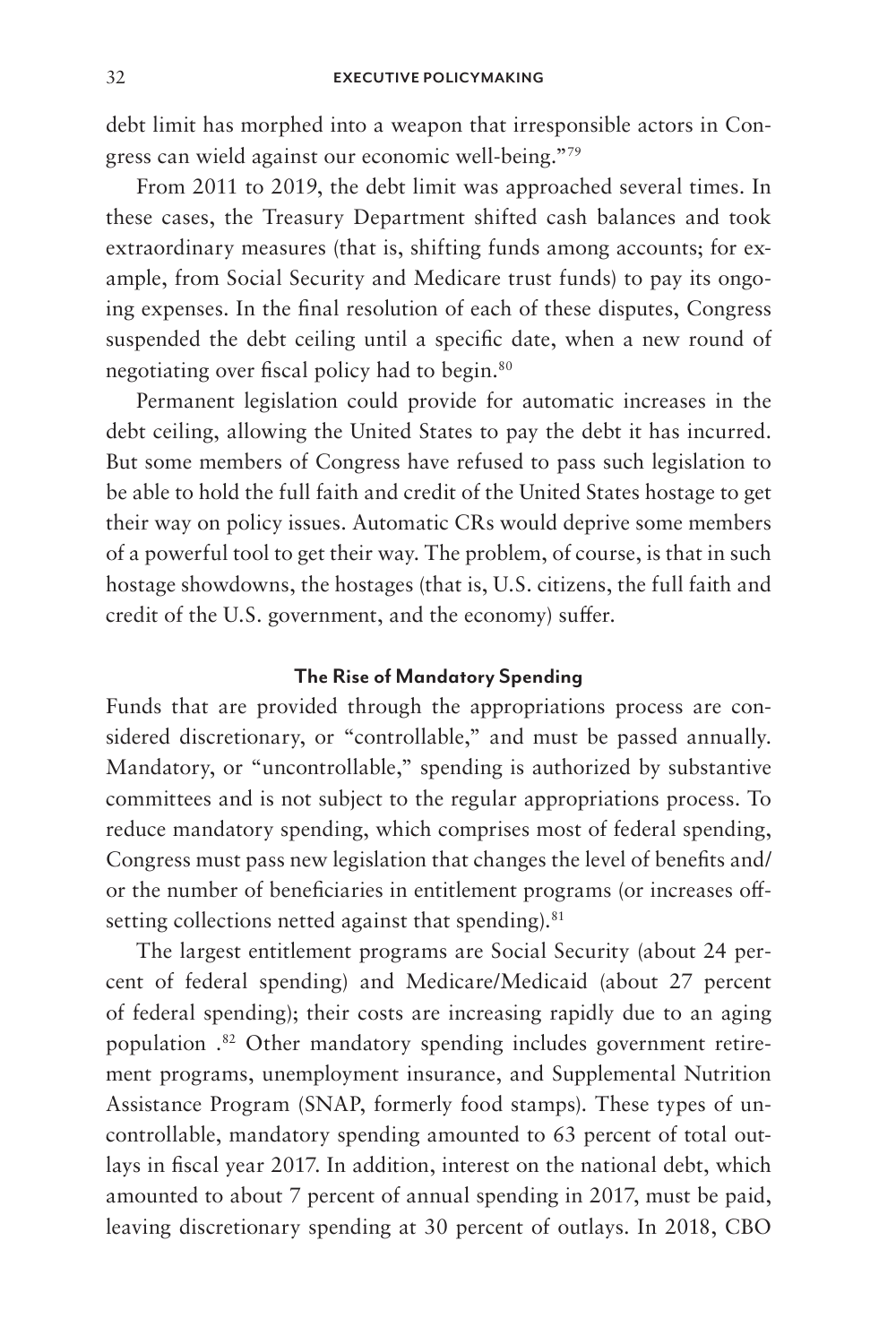debt limit has morphed into a weapon that irresponsible actors in Congress can wield against our economic well-being."[79]

From 2011 to 2019, the debt limit was approached several times. In these cases, the Treasury Department shifted cash balances and took extraordinary measures (that is, shifting funds among accounts; for example, from Social Security and Medicare trust funds) to pay its ongoing expenses. In the final resolution of each of these disputes, Congress suspended the debt ceiling until a specific date, when a new round of negotiating over fiscal policy had to begin.[80]

Permanent legislation could provide for automatic increases in the debt ceiling, allowing the United States to pay the debt it has incurred. But some members of Congress have refused to pass such legislation to be able to hold the full faith and credit of the United States hostage to get their way on policy issues. Automatic CRs would deprive some members of a powerful tool to get their way. The problem, of course, is that in such hostage showdowns, the hostages (that is, U.S. citizens, the full faith and credit of the U.S. government, and the economy) suffer.

### The Rise of Mandatory Spending

Funds that are provided through the appropriations process are considered discretionary, or "controllable," and must be passed annually. Mandatory, or "uncontrollable," spending is authorized by substantive committees and is not subject to the regular appropriations process. To reduce mandatory spending, which comprises most of federal spending, Congress must pass new legislation that changes the level of benefits and/or the number of beneficiaries in entitlement programs (or increases offsetting collections netted against that spending).[81]

The largest entitlement programs are Social Security (about 24 percent of federal spending) and Medicare/Medicaid (about 27 percent of federal spending); their costs are increasing rapidly due to an aging population .[82] Other mandatory spending includes government retirement programs, unemployment insurance, and Supplemental Nutrition Assistance Program (SNAP, formerly food stamps). These types of uncontrollable, mandatory spending amounted to 63 percent of total outlays in fiscal year 2017. In addition, interest on the national debt, which amounted to about 7 percent of annual spending in 2017, must be paid, leaving discretionary spending at 30 percent of outlays. In 2018, CBO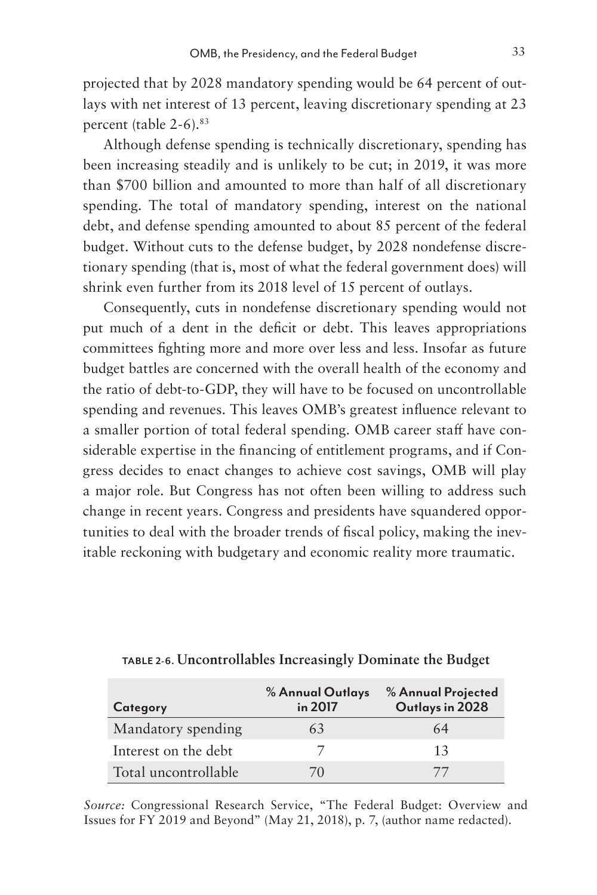projected that by 2028 mandatory spending would be 64 percent of outlays with net interest of 13 percent, leaving discretionary spending at 23 percent (table 2-6).[83]

Although defense spending is technically discretionary, spending has been increasing steadily and is unlikely to be cut; in 2019, it was more than $700 billion and amounted to more than half of all discretionary spending. The total of mandatory spending, interest on the national debt, and defense spending amounted to about 85 percent of the federal budget. Without cuts to the defense budget, by 2028 nondefense discretionary spending (that is, most of what the federal government does) will shrink even further from its 2018 level of 15 percent of outlays.

Consequently, cuts in nondefense discretionary spending would not put much of a dent in the deficit or debt. This leaves appropriations committees fighting more and more over less and less. Insofar as future budget battles are concerned with the overall health of the economy and the ratio of debt-to-GDP, they will have to be focused on uncontrollable spending and revenues. This leaves OMB's greatest influence relevant to a smaller portion of total federal spending. OMB career staff have considerable expertise in the financing of entitlement programs, and if Congress decides to enact changes to achieve cost savings, OMB will play a major role. But Congress has not often been willing to address such change in recent years. Congress and presidents have squandered opportunities to deal with the broader trends of fiscal policy, making the inevitable reckoning with budgetary and economic reality more traumatic.

**TABLE 2-6. Uncontrollables Increasingly Dominate the Budget**

| Category | % Annual Outlays in 2017 | % Annual Projected Outlays in 2028 |
|---|---|---|
| Mandatory spending | 63 | 64 |
| Interest on the debt | 7 | 13 |
| Total uncontrollable | 70 | 77 |

*Source:* Congressional Research Service, "The Federal Budget: Overview and Issues for FY 2019 and Beyond" (May 21, 2018), p. 7, (author name redacted).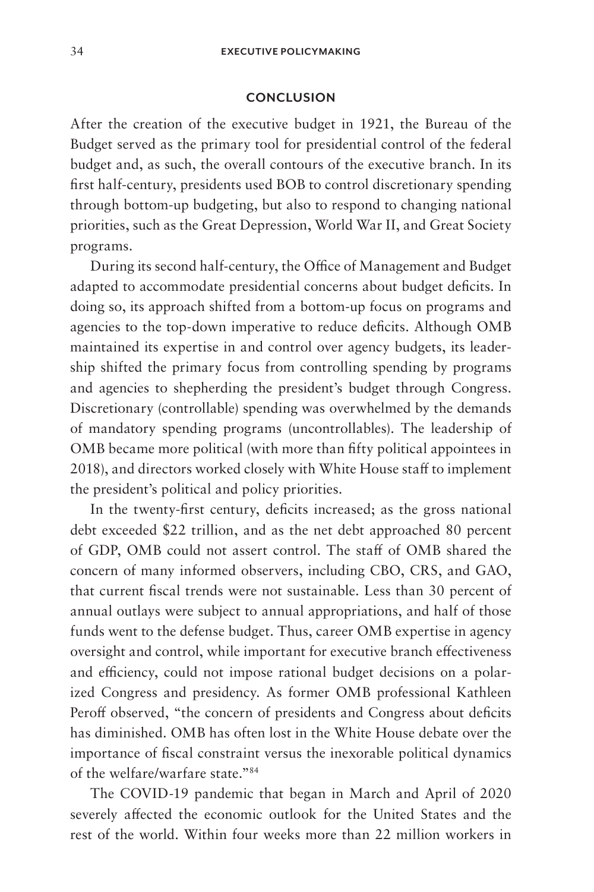## CONCLUSION

After the creation of the executive budget in 1921, the Bureau of the Budget served as the primary tool for presidential control of the federal budget and, as such, the overall contours of the executive branch. In its first half-century, presidents used BOB to control discretionary spending through bottom-up budgeting, but also to respond to changing national priorities, such as the Great Depression, World War II, and Great Society programs.

During its second half-century, the Office of Management and Budget adapted to accommodate presidential concerns about budget deficits. In doing so, its approach shifted from a bottom-up focus on programs and agencies to the top-down imperative to reduce deficits. Although OMB maintained its expertise in and control over agency budgets, its leadership shifted the primary focus from controlling spending by programs and agencies to shepherding the president's budget through Congress. Discretionary (controllable) spending was overwhelmed by the demands of mandatory spending programs (uncontrollables). The leadership of OMB became more political (with more than fifty political appointees in 2018), and directors worked closely with White House staff to implement the president's political and policy priorities.

In the twenty-first century, deficits increased; as the gross national debt exceeded $22 trillion, and as the net debt approached 80 percent of GDP, OMB could not assert control. The staff of OMB shared the concern of many informed observers, including CBO, CRS, and GAO, that current fiscal trends were not sustainable. Less than 30 percent of annual outlays were subject to annual appropriations, and half of those funds went to the defense budget. Thus, career OMB expertise in agency oversight and control, while important for executive branch effectiveness and efficiency, could not impose rational budget decisions on a polarized Congress and presidency. As former OMB professional Kathleen Peroff observed, "the concern of presidents and Congress about deficits has diminished. OMB has often lost in the White House debate over the importance of fiscal constraint versus the inexorable political dynamics of the welfare/warfare state."[84]

The COVID-19 pandemic that began in March and April of 2020 severely affected the economic outlook for the United States and the rest of the world. Within four weeks more than 22 million workers in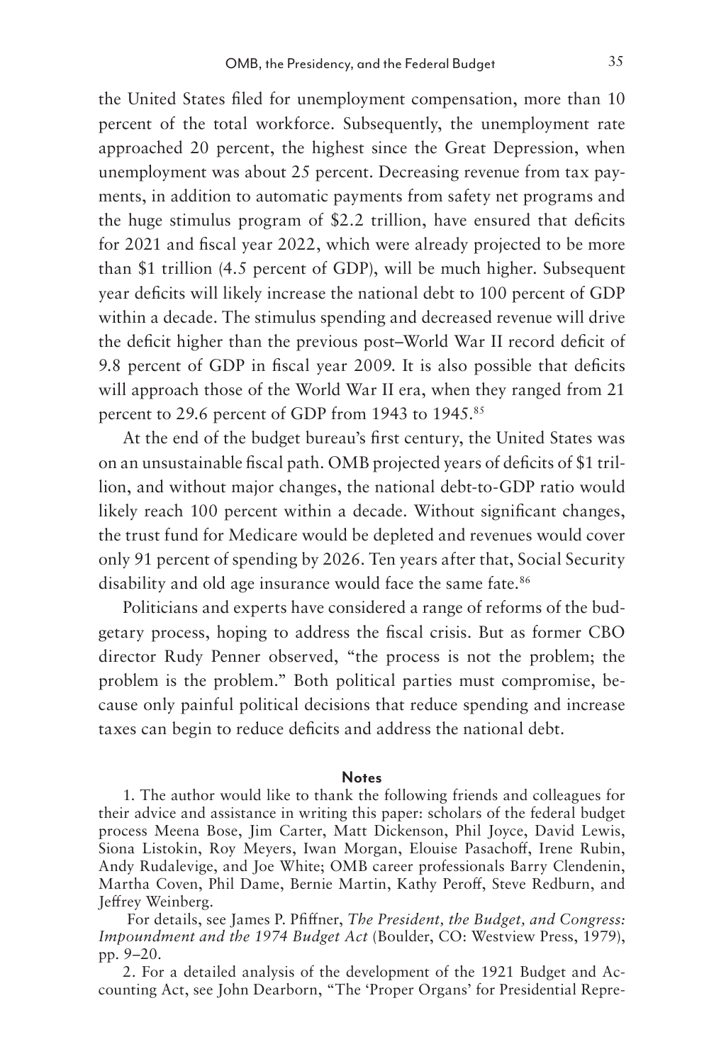the United States filed for unemployment compensation, more than 10 percent of the total workforce. Subsequently, the unemployment rate approached 20 percent, the highest since the Great Depression, when unemployment was about 25 percent. Decreasing revenue from tax payments, in addition to automatic payments from safety net programs and the huge stimulus program of $2.2 trillion, have ensured that deficits for 2021 and fiscal year 2022, which were already projected to be more than $1 trillion (4.5 percent of GDP), will be much higher. Subsequent year deficits will likely increase the national debt to 100 percent of GDP within a decade. The stimulus spending and decreased revenue will drive the deficit higher than the previous post–World War II record deficit of 9.8 percent of GDP in fiscal year 2009. It is also possible that deficits will approach those of the World War II era, when they ranged from 21 percent to 29.6 percent of GDP from 1943 to 1945.[85]

At the end of the budget bureau's first century, the United States was on an unsustainable fiscal path. OMB projected years of deficits of $1 trillion, and without major changes, the national debt-to-GDP ratio would likely reach 100 percent within a decade. Without significant changes, the trust fund for Medicare would be depleted and revenues would cover only 91 percent of spending by 2026. Ten years after that, Social Security disability and old age insurance would face the same fate.[86]

Politicians and experts have considered a range of reforms of the budgetary process, hoping to address the fiscal crisis. But as former CBO director Rudy Penner observed, "the process is not the problem; the problem is the problem." Both political parties must compromise, because only painful political decisions that reduce spending and increase taxes can begin to reduce deficits and address the national debt.

## Notes

1. The author would like to thank the following friends and colleagues for their advice and assistance in writing this paper: scholars of the federal budget process Meena Bose, Jim Carter, Matt Dickenson, Phil Joyce, David Lewis, Siona Listokin, Roy Meyers, Iwan Morgan, Elouise Pasachoff, Irene Rubin, Andy Rudalevige, and Joe White; OMB career professionals Barry Clendenin, Martha Coven, Phil Dame, Bernie Martin, Kathy Peroff, Steve Redburn, and Jeffrey Weinberg.

For details, see James P. Pfiffner, *The President, the Budget, and Congress: Impoundment and the 1974 Budget Act* (Boulder, CO: Westview Press, 1979), pp. 9–20.

2. For a detailed analysis of the development of the 1921 Budget and Accounting Act, see John Dearborn, "The 'Proper Organs' for Presidential Repre-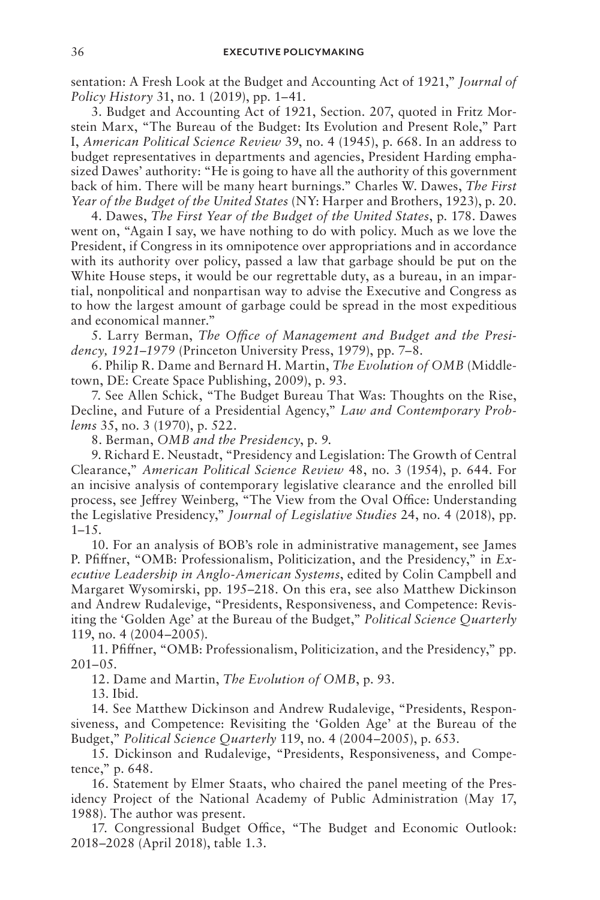sentation: A Fresh Look at the Budget and Accounting Act of 1921," *Journal of Policy History* 31, no. 1 (2019), pp. 1–41.

3. Budget and Accounting Act of 1921, Section. 207, quoted in Fritz Morstein Marx, "The Bureau of the Budget: Its Evolution and Present Role," Part I, *American Political Science Review* 39, no. 4 (1945), p. 668. In an address to budget representatives in departments and agencies, President Harding emphasized Dawes' authority: "He is going to have all the authority of this government back of him. There will be many heart burnings." Charles W. Dawes, *The First Year of the Budget of the United States* (NY: Harper and Brothers, 1923), p. 20.

4. Dawes, *The First Year of the Budget of the United States*, p. 178. Dawes went on, "Again I say, we have nothing to do with policy. Much as we love the President, if Congress in its omnipotence over appropriations and in accordance with its authority over policy, passed a law that garbage should be put on the White House steps, it would be our regrettable duty, as a bureau, in an impartial, nonpolitical and nonpartisan way to advise the Executive and Congress as to how the largest amount of garbage could be spread in the most expeditious and economical manner."

5. Larry Berman, *The Office of Management and Budget and the Presidency, 1921–1979* (Princeton University Press, 1979), pp. 7–8.

6. Philip R. Dame and Bernard H. Martin, *The Evolution of OMB* (Middletown, DE: Create Space Publishing, 2009), p. 93.

7. See Allen Schick, "The Budget Bureau That Was: Thoughts on the Rise, Decline, and Future of a Presidential Agency," *Law and Contemporary Problems* 35, no. 3 (1970), p. 522.

8. Berman, *OMB and the Presidency*, p. 9.

9. Richard E. Neustadt, "Presidency and Legislation: The Growth of Central Clearance," *American Political Science Review* 48, no. 3 (1954), p. 644. For an incisive analysis of contemporary legislative clearance and the enrolled bill process, see Jeffrey Weinberg, "The View from the Oval Office: Understanding the Legislative Presidency," *Journal of Legislative Studies* 24, no. 4 (2018), pp. 1–15.

10. For an analysis of BOB's role in administrative management, see James P. Pfiffner, "OMB: Professionalism, Politicization, and the Presidency," in *Executive Leadership in Anglo-American Systems*, edited by Colin Campbell and Margaret Wysomirski, pp. 195–218. On this era, see also Matthew Dickinson and Andrew Rudalevige, "Presidents, Responsiveness, and Competence: Revisiting the 'Golden Age' at the Bureau of the Budget," *Political Science Quarterly* 119, no. 4 (2004–2005).

11. Pfiffner, "OMB: Professionalism, Politicization, and the Presidency," pp. 201–05.

12. Dame and Martin, *The Evolution of OMB*, p. 93.

13. Ibid.

14. See Matthew Dickinson and Andrew Rudalevige, "Presidents, Responsiveness, and Competence: Revisiting the 'Golden Age' at the Bureau of the Budget," *Political Science Quarterly* 119, no. 4 (2004–2005), p. 653.

15. Dickinson and Rudalevige, "Presidents, Responsiveness, and Competence," p. 648.

16. Statement by Elmer Staats, who chaired the panel meeting of the Presidency Project of the National Academy of Public Administration (May 17, 1988). The author was present.

17. Congressional Budget Office, "The Budget and Economic Outlook: 2018–2028 (April 2018), table 1.3.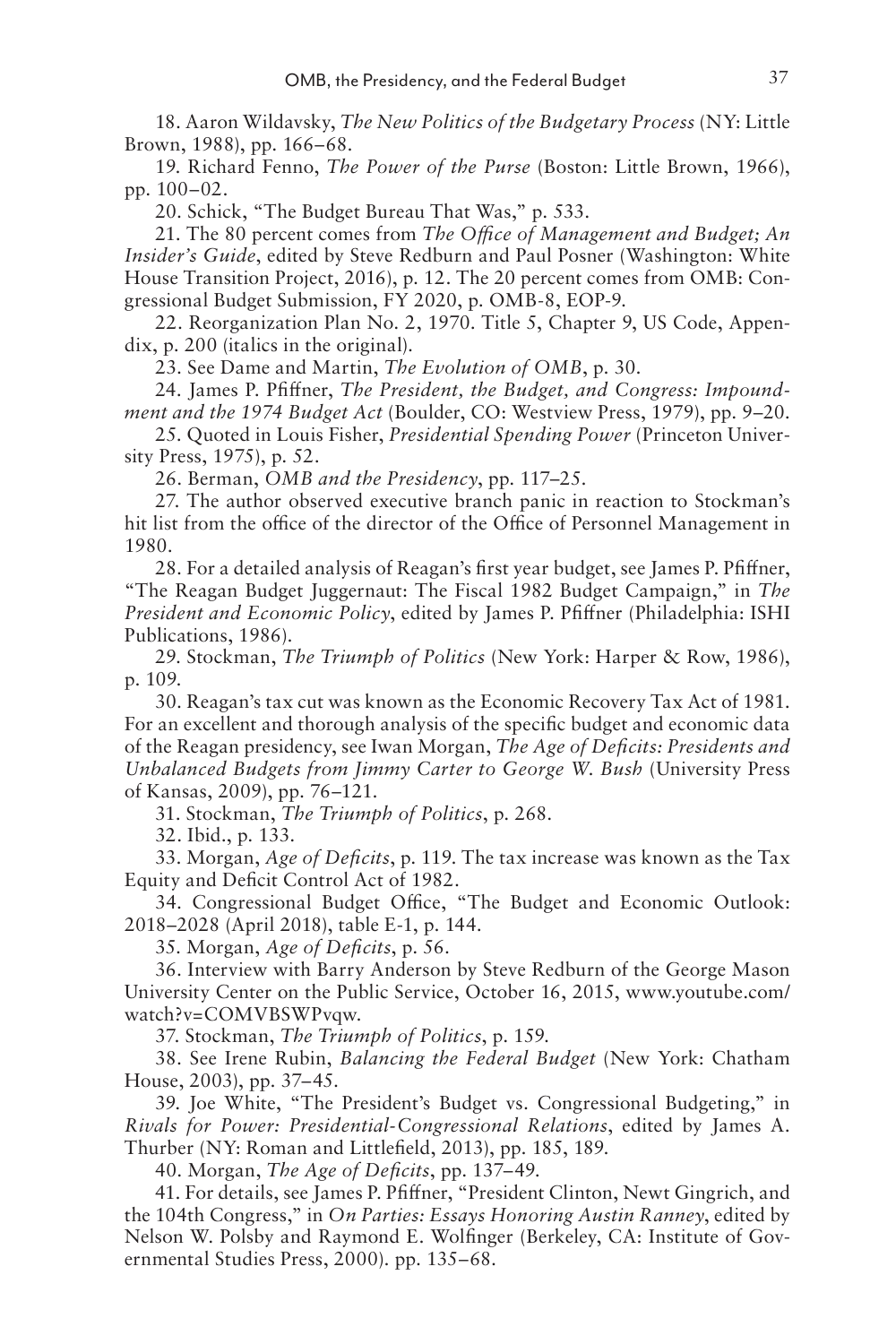18. Aaron Wildavsky, *The New Politics of the Budgetary Process* (NY: Little Brown, 1988), pp. 166–68.

19. Richard Fenno, *The Power of the Purse* (Boston: Little Brown, 1966), pp. 100–02.

20. Schick, "The Budget Bureau That Was," p. 533.

21. The 80 percent comes from *The Office of Management and Budget; An Insider's Guide*, edited by Steve Redburn and Paul Posner (Washington: White House Transition Project, 2016), p. 12. The 20 percent comes from OMB: Congressional Budget Submission, FY 2020, p. OMB-8, EOP-9.

22. Reorganization Plan No. 2, 1970. Title 5, Chapter 9, US Code, Appendix, p. 200 (italics in the original).

23. See Dame and Martin, *The Evolution of OMB*, p. 30.

24. James P. Pfiffner, *The President, the Budget, and Congress: Impoundment and the 1974 Budget Act* (Boulder, CO: Westview Press, 1979), pp. 9–20.

25. Quoted in Louis Fisher, *Presidential Spending Power* (Princeton University Press, 1975), p. 52.

26. Berman, *OMB and the Presidency*, pp. 117–25.

27. The author observed executive branch panic in reaction to Stockman's hit list from the office of the director of the Office of Personnel Management in 1980.

28. For a detailed analysis of Reagan's first year budget, see James P. Pfiffner, "The Reagan Budget Juggernaut: The Fiscal 1982 Budget Campaign," in *The President and Economic Policy*, edited by James P. Pfiffner (Philadelphia: ISHI Publications, 1986).

29. Stockman, *The Triumph of Politics* (New York: Harper & Row, 1986), p. 109.

30. Reagan's tax cut was known as the Economic Recovery Tax Act of 1981. For an excellent and thorough analysis of the specific budget and economic data of the Reagan presidency, see Iwan Morgan, *The Age of Deficits: Presidents and Unbalanced Budgets from Jimmy Carter to George W. Bush* (University Press of Kansas, 2009), pp. 76–121.

31. Stockman, *The Triumph of Politics*, p. 268.

32. Ibid., p. 133.

33. Morgan, *Age of Deficits*, p. 119. The tax increase was known as the Tax Equity and Deficit Control Act of 1982.

34. Congressional Budget Office, "The Budget and Economic Outlook: 2018–2028 (April 2018), table E-1, p. 144.

35. Morgan, *Age of Deficits*, p. 56.

36. Interview with Barry Anderson by Steve Redburn of the George Mason University Center on the Public Service, October 16, 2015, www.youtube.com/watch?v=COMVBSWPvqw.

37. Stockman, *The Triumph of Politics*, p. 159.

38. See Irene Rubin, *Balancing the Federal Budget* (New York: Chatham House, 2003), pp. 37–45.

39. Joe White, "The President's Budget vs. Congressional Budgeting," in *Rivals for Power: Presidential-Congressional Relations*, edited by James A. Thurber (NY: Roman and Littlefield, 2013), pp. 185, 189.

40. Morgan, *The Age of Deficits*, pp. 137–49.

41. For details, see James P. Pfiffner, "President Clinton, Newt Gingrich, and the 104th Congress," in *On Parties: Essays Honoring Austin Ranney*, edited by Nelson W. Polsby and Raymond E. Wolfinger (Berkeley, CA: Institute of Governmental Studies Press, 2000). pp. 135–68.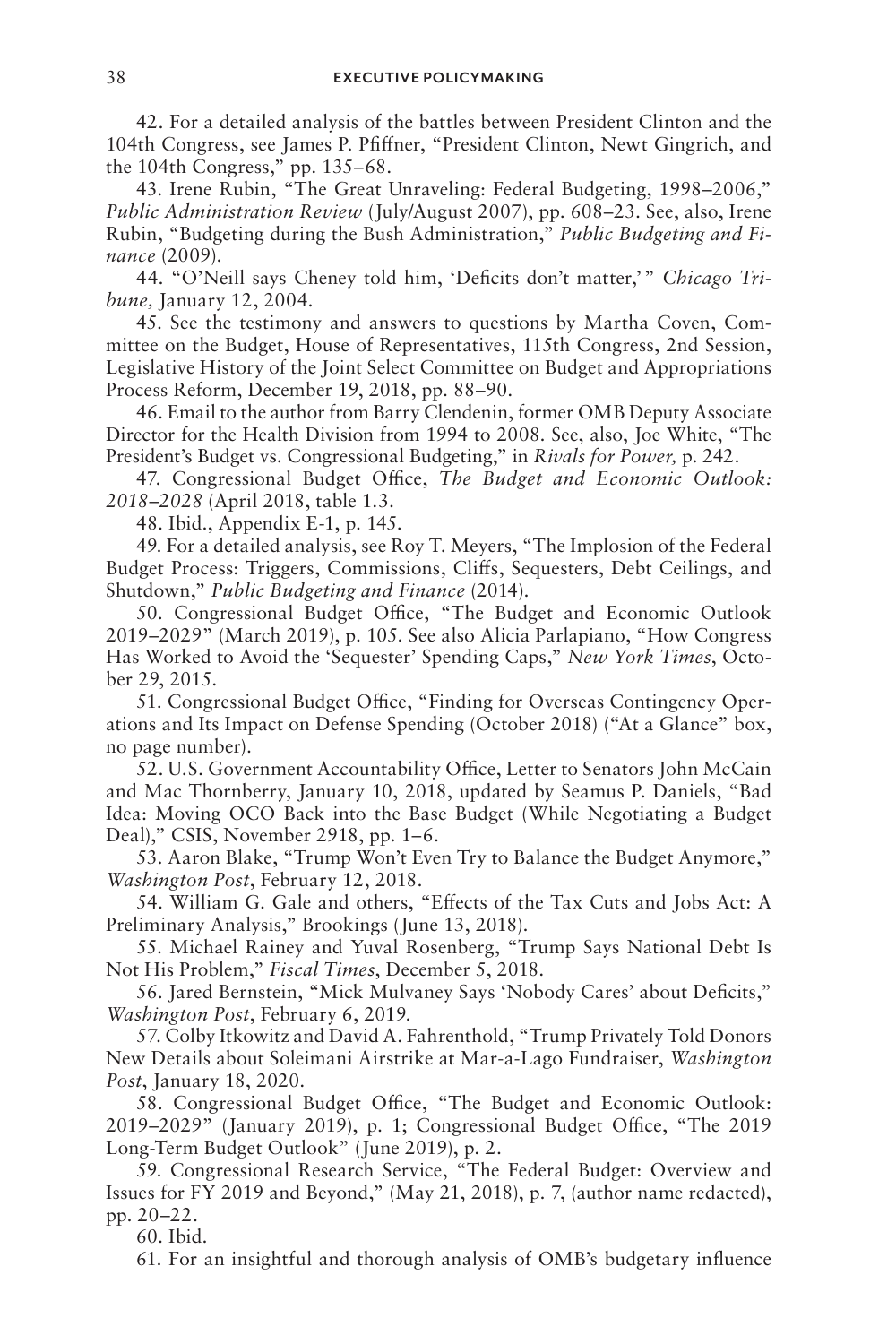42. For a detailed analysis of the battles between President Clinton and the 104th Congress, see James P. Pfiffner, "President Clinton, Newt Gingrich, and the 104th Congress," pp. 135–68.

43. Irene Rubin, "The Great Unraveling: Federal Budgeting, 1998–2006," *Public Administration Review* (July/August 2007), pp. 608–23. See, also, Irene Rubin, "Budgeting during the Bush Administration," *Public Budgeting and Finance* (2009).

44. "O'Neill says Cheney told him, 'Deficits don't matter,'" *Chicago Tribune,* January 12, 2004.

45. See the testimony and answers to questions by Martha Coven, Committee on the Budget, House of Representatives, 115th Congress, 2nd Session, Legislative History of the Joint Select Committee on Budget and Appropriations Process Reform, December 19, 2018, pp. 88–90.

46. Email to the author from Barry Clendenin, former OMB Deputy Associate Director for the Health Division from 1994 to 2008. See, also, Joe White, "The President's Budget vs. Congressional Budgeting," in *Rivals for Power,* p. 242.

47. Congressional Budget Office, *The Budget and Economic Outlook: 2018–2028* (April 2018, table 1.3.

48. Ibid., Appendix E-1, p. 145.

49. For a detailed analysis, see Roy T. Meyers, "The Implosion of the Federal Budget Process: Triggers, Commissions, Cliffs, Sequesters, Debt Ceilings, and Shutdown," *Public Budgeting and Finance* (2014).

50. Congressional Budget Office, "The Budget and Economic Outlook 2019–2029" (March 2019), p. 105. See also Alicia Parlapiano, "How Congress Has Worked to Avoid the 'Sequester' Spending Caps," *New York Times*, October 29, 2015.

51. Congressional Budget Office, "Finding for Overseas Contingency Operations and Its Impact on Defense Spending (October 2018) ("At a Glance" box, no page number).

52. U.S. Government Accountability Office, Letter to Senators John McCain and Mac Thornberry, January 10, 2018, updated by Seamus P. Daniels, "Bad Idea: Moving OCO Back into the Base Budget (While Negotiating a Budget Deal)," CSIS, November 2918, pp. 1–6.

53. Aaron Blake, "Trump Won't Even Try to Balance the Budget Anymore," *Washington Post*, February 12, 2018.

54. William G. Gale and others, "Effects of the Tax Cuts and Jobs Act: A Preliminary Analysis," Brookings (June 13, 2018).

55. Michael Rainey and Yuval Rosenberg, "Trump Says National Debt Is Not His Problem," *Fiscal Times*, December 5, 2018.

56. Jared Bernstein, "Mick Mulvaney Says 'Nobody Cares' about Deficits," *Washington Post*, February 6, 2019.

57. Colby Itkowitz and David A. Fahrenthold, "Trump Privately Told Donors New Details about Soleimani Airstrike at Mar-a-Lago Fundraiser, *Washington Post*, January 18, 2020.

58. Congressional Budget Office, "The Budget and Economic Outlook: 2019–2029" (January 2019), p. 1; Congressional Budget Office, "The 2019 Long-Term Budget Outlook" (June 2019), p. 2.

59. Congressional Research Service, "The Federal Budget: Overview and Issues for FY 2019 and Beyond," (May 21, 2018), p. 7, (author name redacted), pp. 20–22.

60. Ibid.

61. For an insightful and thorough analysis of OMB's budgetary influence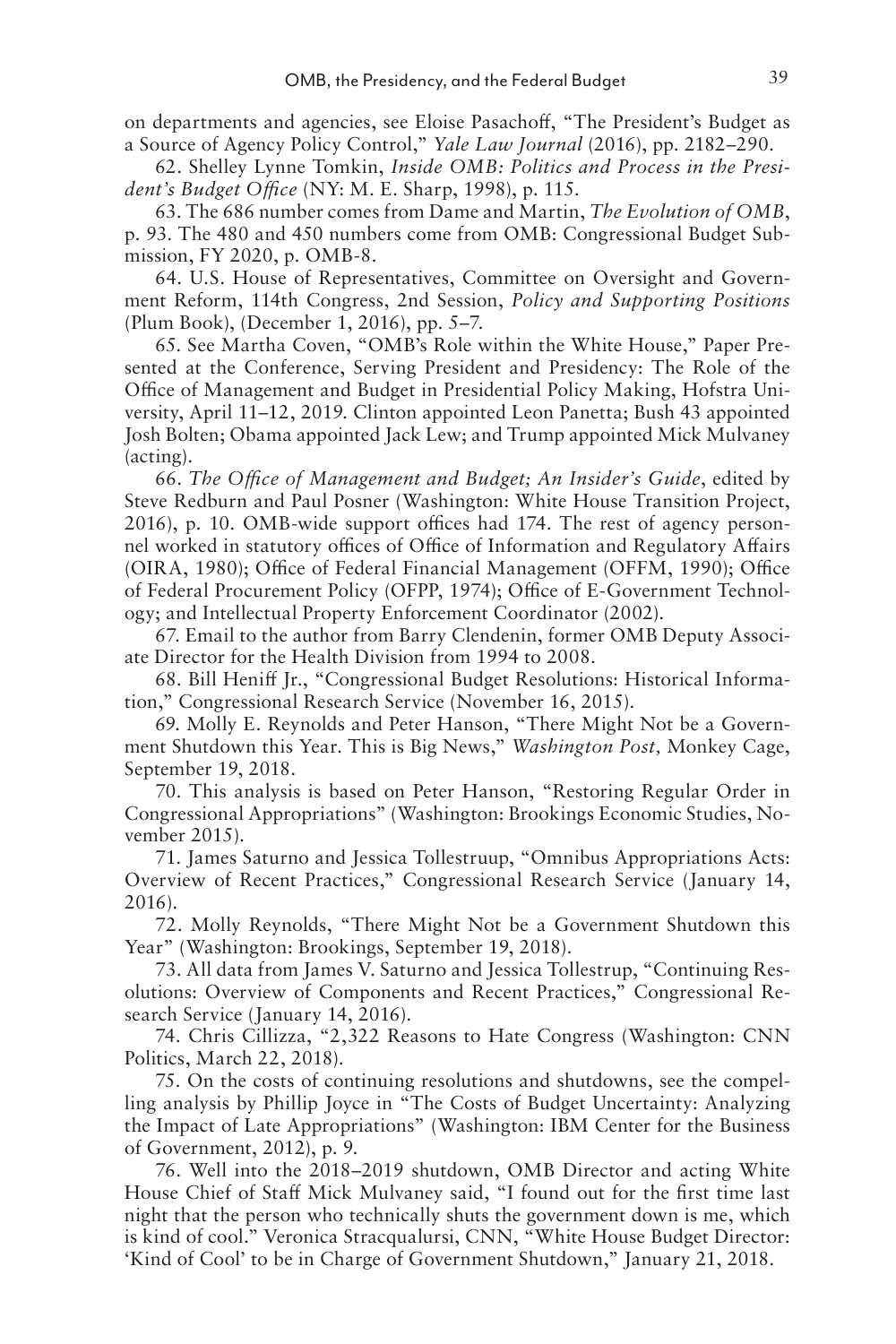on departments and agencies, see Eloise Pasachoff, "The President's Budget as a Source of Agency Policy Control," *Yale Law Journal* (2016), pp. 2182–290.

62. Shelley Lynne Tomkin, *Inside OMB: Politics and Process in the President's Budget Office* (NY: M. E. Sharp, 1998), p. 115.

63. The 686 number comes from Dame and Martin, *The Evolution of OMB*, p. 93. The 480 and 450 numbers come from OMB: Congressional Budget Submission, FY 2020, p. OMB-8.

64. U.S. House of Representatives, Committee on Oversight and Government Reform, 114th Congress, 2nd Session, *Policy and Supporting Positions* (Plum Book), (December 1, 2016), pp. 5–7.

65. See Martha Coven, "OMB's Role within the White House," Paper Presented at the Conference, Serving President and Presidency: The Role of the Office of Management and Budget in Presidential Policy Making, Hofstra University, April 11–12, 2019. Clinton appointed Leon Panetta; Bush 43 appointed Josh Bolten; Obama appointed Jack Lew; and Trump appointed Mick Mulvaney (acting).

66. *The Office of Management and Budget; An Insider's Guide*, edited by Steve Redburn and Paul Posner (Washington: White House Transition Project, 2016), p. 10. OMB-wide support offices had 174. The rest of agency personnel worked in statutory offices of Office of Information and Regulatory Affairs (OIRA, 1980); Office of Federal Financial Management (OFFM, 1990); Office of Federal Procurement Policy (OFPP, 1974); Office of E-Government Technology; and Intellectual Property Enforcement Coordinator (2002).

67. Email to the author from Barry Clendenin, former OMB Deputy Associate Director for the Health Division from 1994 to 2008.

68. Bill Heniff Jr., "Congressional Budget Resolutions: Historical Information," Congressional Research Service (November 16, 2015).

69. Molly E. Reynolds and Peter Hanson, "There Might Not be a Government Shutdown this Year. This is Big News," *Washington Post,* Monkey Cage, September 19, 2018.

70. This analysis is based on Peter Hanson, "Restoring Regular Order in Congressional Appropriations" (Washington: Brookings Economic Studies, November 2015).

71. James Saturno and Jessica Tollestruup, "Omnibus Appropriations Acts: Overview of Recent Practices," Congressional Research Service (January 14, 2016).

72. Molly Reynolds, "There Might Not be a Government Shutdown this Year" (Washington: Brookings, September 19, 2018).

73. All data from James V. Saturno and Jessica Tollestrup, "Continuing Resolutions: Overview of Components and Recent Practices," Congressional Research Service (January 14, 2016).

74. Chris Cillizza, "2,322 Reasons to Hate Congress (Washington: CNN Politics, March 22, 2018).

75. On the costs of continuing resolutions and shutdowns, see the compelling analysis by Phillip Joyce in "The Costs of Budget Uncertainty: Analyzing the Impact of Late Appropriations" (Washington: IBM Center for the Business of Government, 2012), p. 9.

76. Well into the 2018–2019 shutdown, OMB Director and acting White House Chief of Staff Mick Mulvaney said, "I found out for the first time last night that the person who technically shuts the government down is me, which is kind of cool." Veronica Stracqualursi, CNN, "White House Budget Director: 'Kind of Cool' to be in Charge of Government Shutdown," January 21, 2018.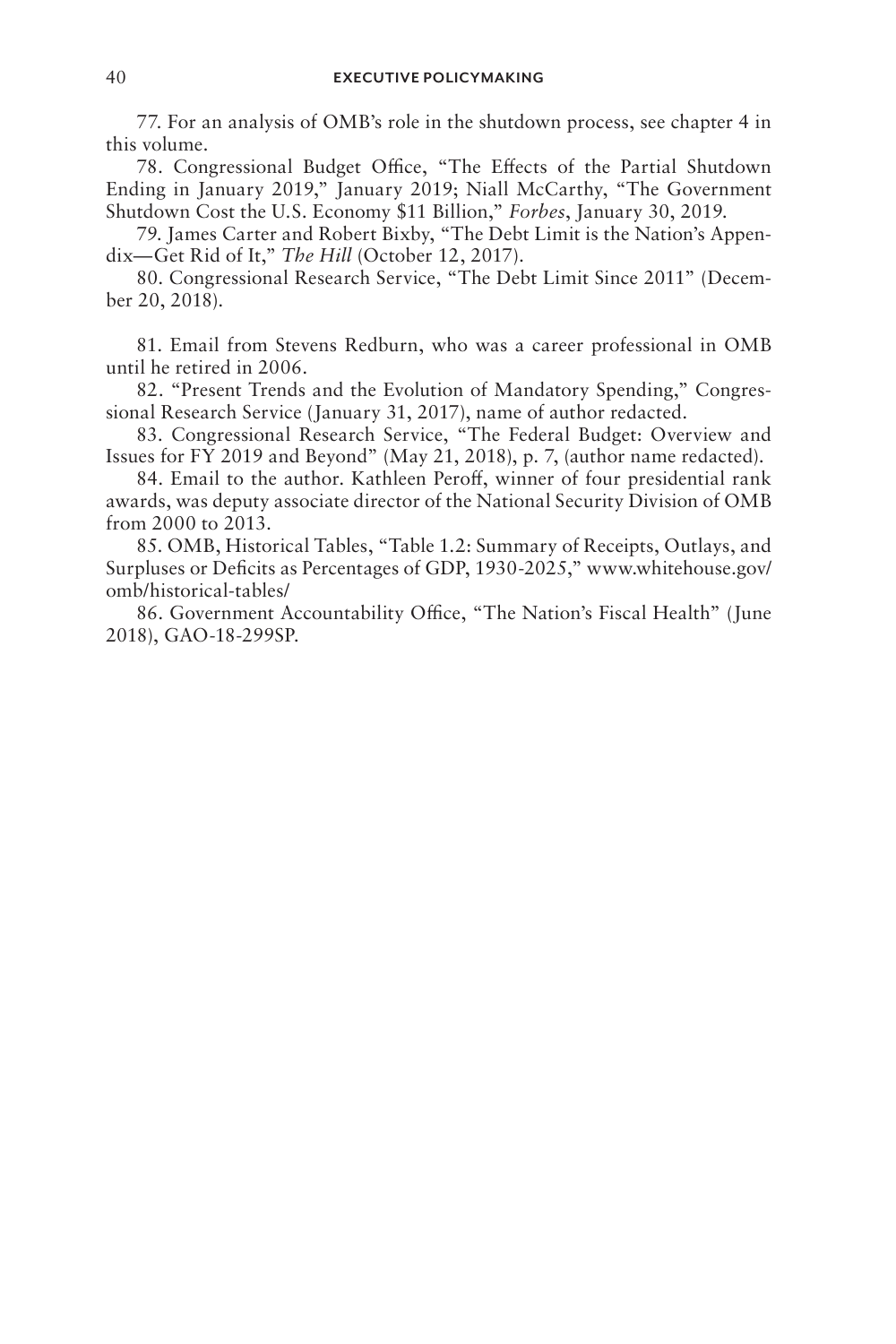77. For an analysis of OMB's role in the shutdown process, see chapter 4 in this volume.

78. Congressional Budget Office, "The Effects of the Partial Shutdown Ending in January 2019," January 2019; Niall McCarthy, "The Government Shutdown Cost the U.S. Economy $11 Billion," *Forbes*, January 30, 2019.

79. James Carter and Robert Bixby, "The Debt Limit is the Nation's Appendix—Get Rid of It," *The Hill* (October 12, 2017).

80. Congressional Research Service, "The Debt Limit Since 2011" (December 20, 2018).

81. Email from Stevens Redburn, who was a career professional in OMB until he retired in 2006.

82. "Present Trends and the Evolution of Mandatory Spending," Congressional Research Service (January 31, 2017), name of author redacted.

83. Congressional Research Service, "The Federal Budget: Overview and Issues for FY 2019 and Beyond" (May 21, 2018), p. 7, (author name redacted).

84. Email to the author. Kathleen Peroff, winner of four presidential rank awards, was deputy associate director of the National Security Division of OMB from 2000 to 2013.

85. OMB, Historical Tables, "Table 1.2: Summary of Receipts, Outlays, and Surpluses or Deficits as Percentages of GDP, 1930-2025," www.whitehouse.gov/omb/historical-tables/

86. Government Accountability Office, "The Nation's Fiscal Health" (June 2018), GAO-18-299SP.